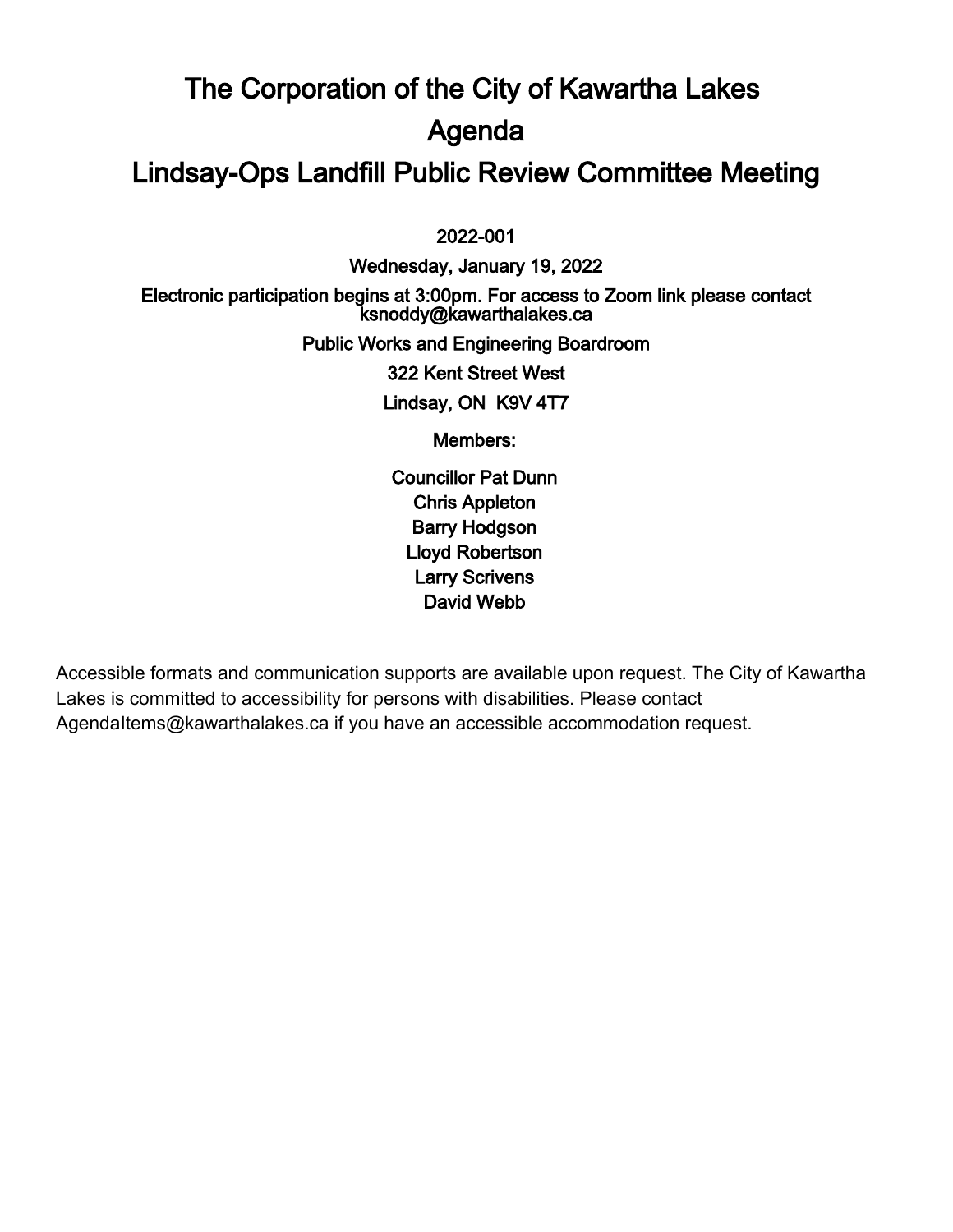# The Corporation of the City of Kawartha Lakes

# Agenda

# Lindsay-Ops Landfill Public Review Committee Meeting

2022-001

Wednesday, January 19, 2022

Electronic participation begins at 3:00pm. For access to Zoom link please contact ksnoddy@kawarthalakes.ca

Public Works and Engineering Boardroom

322 Kent Street West

Lindsay, ON K9V 4T7

Members:

Councillor Pat Dunn
Chris Appleton
Barry Hodgson
Lloyd Robertson
Larry Scrivens
David Webb

Accessible formats and communication supports are available upon request. The City of Kawartha Lakes is committed to accessibility for persons with disabilities. Please contact AgendaItems@kawarthalakes.ca if you have an accessible accommodation request.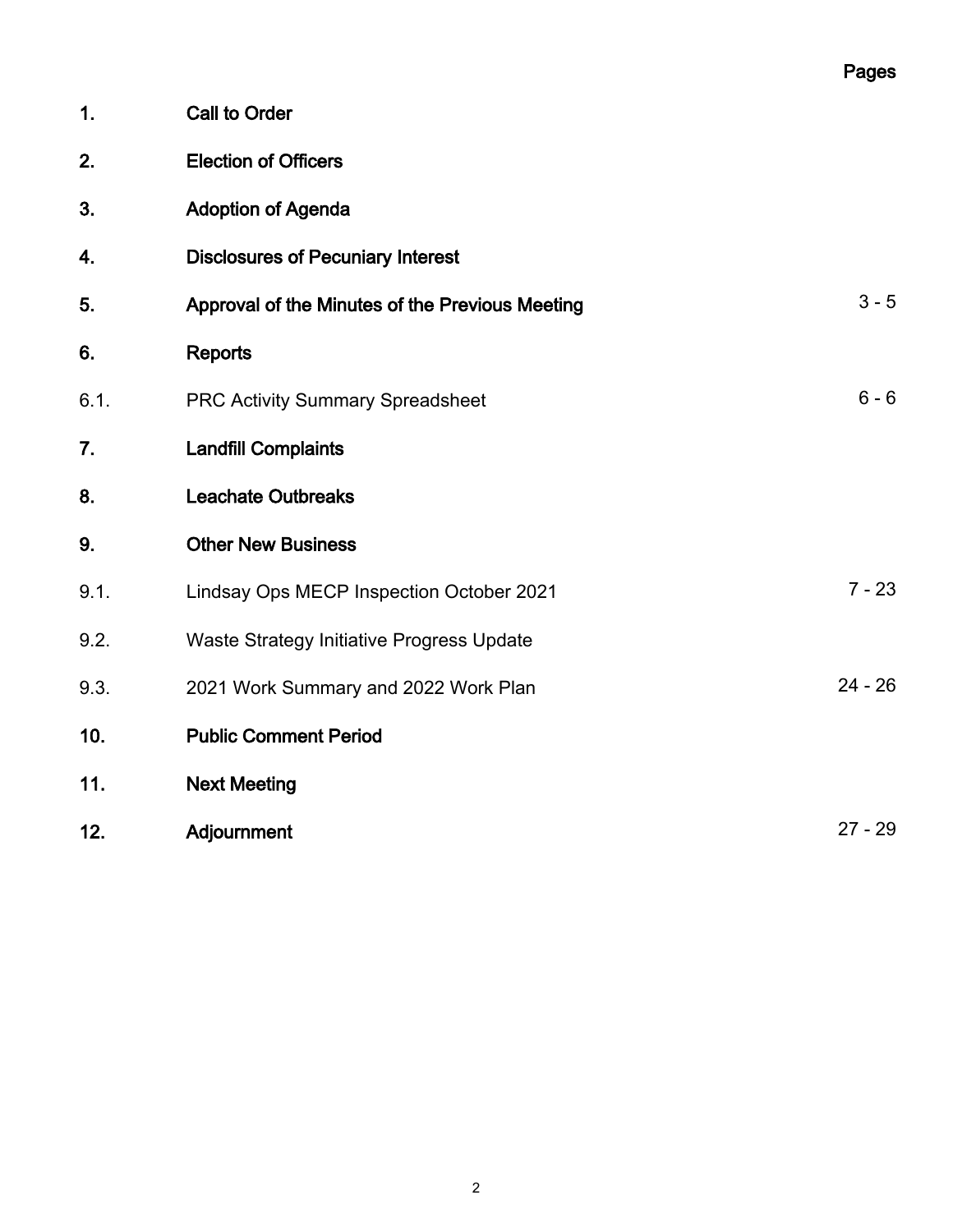| | | Pages |
|---|---|---|
| **1.** | **Call to Order** | |
| **2.** | **Election of Officers** | |
| **3.** | **Adoption of Agenda** | |
| **4.** | **Disclosures of Pecuniary Interest** | |
| **5.** | **Approval of the Minutes of the Previous Meeting** | 3 - 5 |
| **6.** | **Reports** | |
| 6.1. | PRC Activity Summary Spreadsheet | 6 - 6 |
| **7.** | **Landfill Complaints** | |
| **8.** | **Leachate Outbreaks** | |
| **9.** | **Other New Business** | |
| 9.1. | Lindsay Ops MECP Inspection October 2021 | 7 - 23 |
| 9.2. | Waste Strategy Initiative Progress Update | |
| 9.3. | 2021 Work Summary and 2022 Work Plan | 24 - 26 |
| **10.** | **Public Comment Period** | |
| **11.** | **Next Meeting** | |
| **12.** | **Adjournment** | 27 - 29 |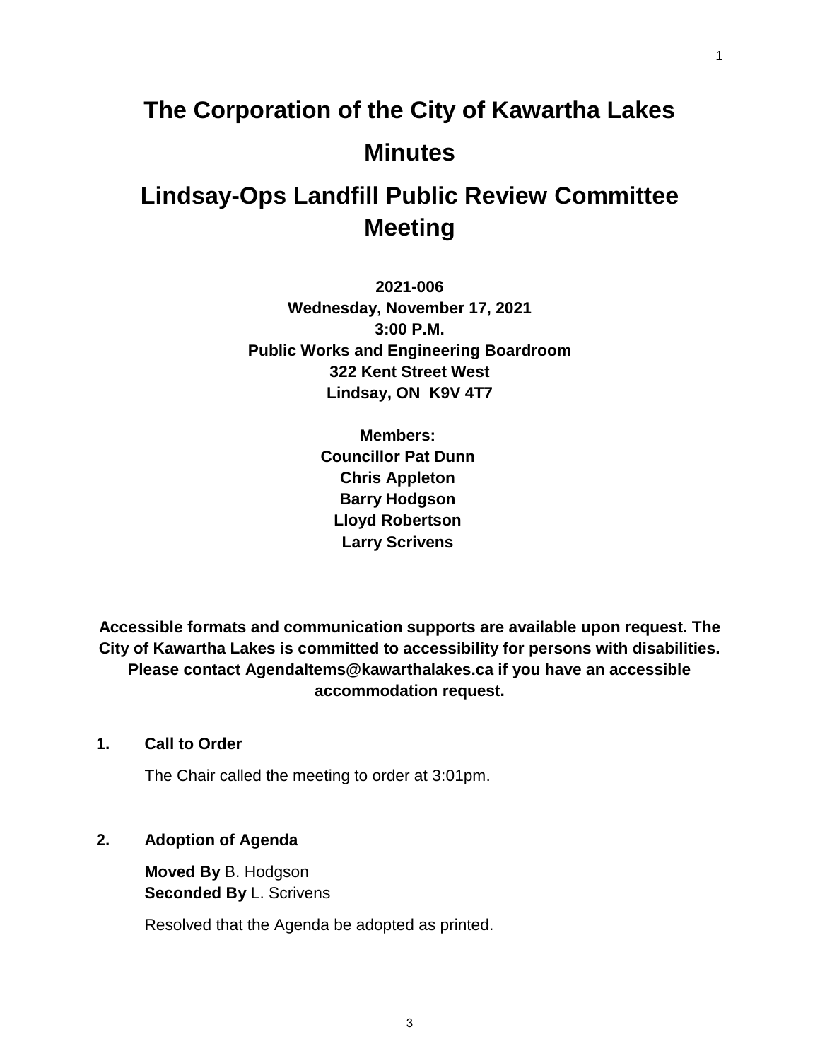# The Corporation of the City of Kawartha Lakes

# Minutes

# Lindsay-Ops Landfill Public Review Committee Meeting

**2021-006**
**Wednesday, November 17, 2021**
**3:00 P.M.**
**Public Works and Engineering Boardroom**
**322 Kent Street West**
**Lindsay, ON  K9V 4T7**

**Members:**
**Councillor Pat Dunn**
**Chris Appleton**
**Barry Hodgson**
**Lloyd Robertson**
**Larry Scrivens**

**Accessible formats and communication supports are available upon request. The City of Kawartha Lakes is committed to accessibility for persons with disabilities. Please contact AgendaItems@kawarthalakes.ca if you have an accessible accommodation request.**

## 1. Call to Order

The Chair called the meeting to order at 3:01pm.

## 2. Adoption of Agenda

**Moved By** B. Hodgson
**Seconded By** L. Scrivens

Resolved that the Agenda be adopted as printed.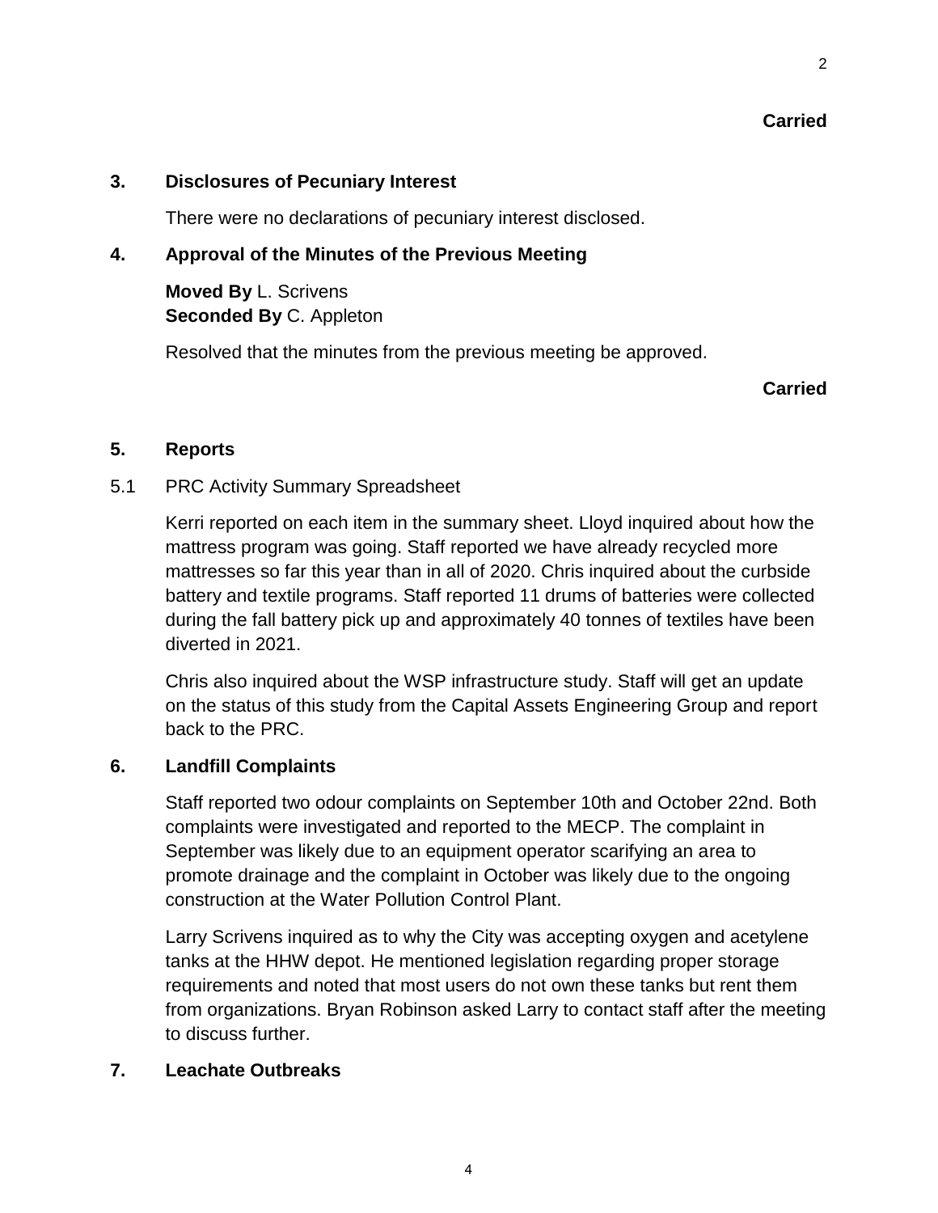**Carried**

## 3. Disclosures of Pecuniary Interest

There were no declarations of pecuniary interest disclosed.

## 4. Approval of the Minutes of the Previous Meeting

**Moved By** L. Scrivens
**Seconded By** C. Appleton

Resolved that the minutes from the previous meeting be approved.

**Carried**

## 5. Reports

### 5.1 PRC Activity Summary Spreadsheet

Kerri reported on each item in the summary sheet. Lloyd inquired about how the mattress program was going. Staff reported we have already recycled more mattresses so far this year than in all of 2020. Chris inquired about the curbside battery and textile programs. Staff reported 11 drums of batteries were collected during the fall battery pick up and approximately 40 tonnes of textiles have been diverted in 2021.

Chris also inquired about the WSP infrastructure study. Staff will get an update on the status of this study from the Capital Assets Engineering Group and report back to the PRC.

## 6. Landfill Complaints

Staff reported two odour complaints on September 10th and October 22nd. Both complaints were investigated and reported to the MECP. The complaint in September was likely due to an equipment operator scarifying an area to promote drainage and the complaint in October was likely due to the ongoing construction at the Water Pollution Control Plant.

Larry Scrivens inquired as to why the City was accepting oxygen and acetylene tanks at the HHW depot. He mentioned legislation regarding proper storage requirements and noted that most users do not own these tanks but rent them from organizations. Bryan Robinson asked Larry to contact staff after the meeting to discuss further.

## 7. Leachate Outbreaks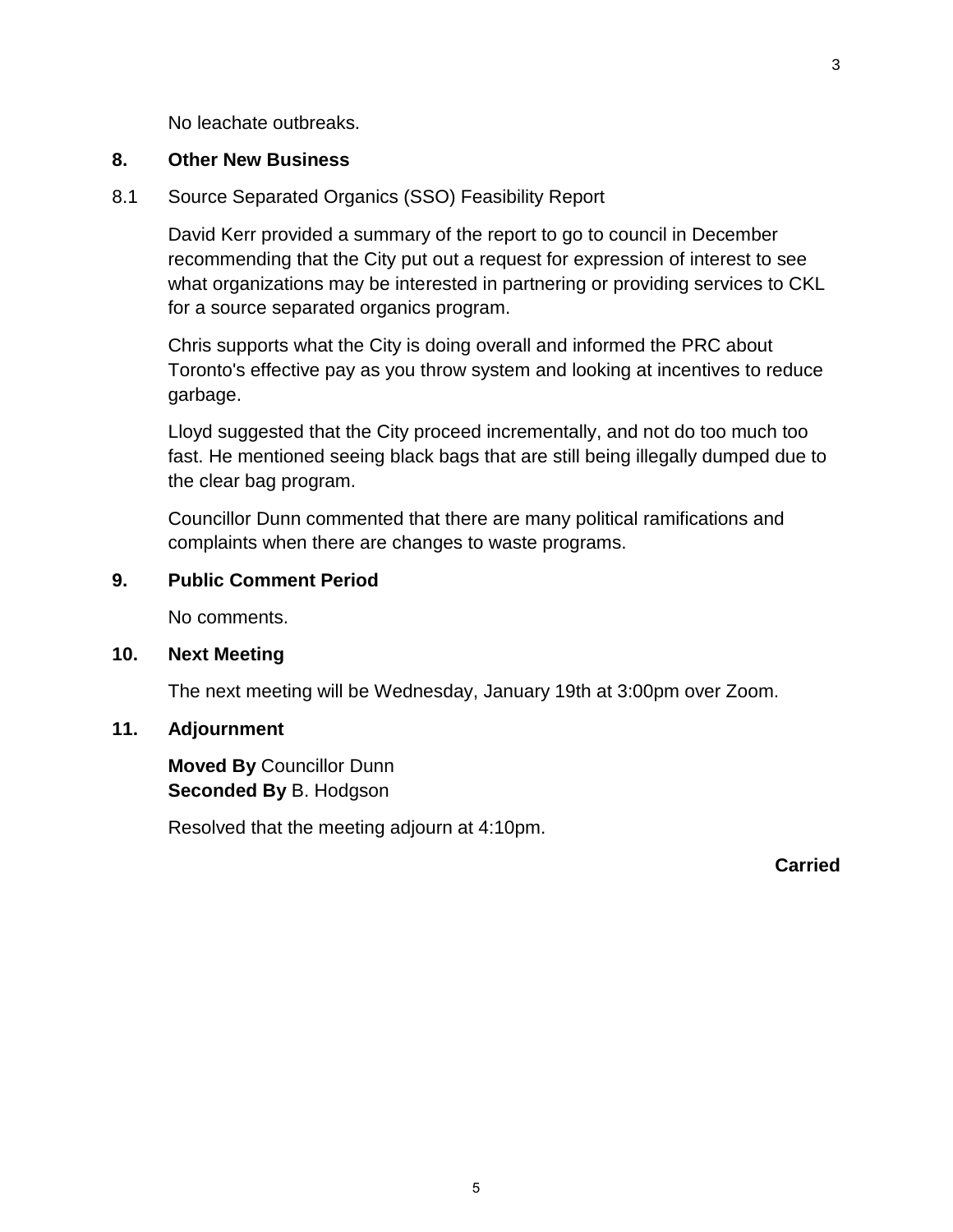No leachate outbreaks.

## 8. Other New Business

8.1 Source Separated Organics (SSO) Feasibility Report

David Kerr provided a summary of the report to go to council in December recommending that the City put out a request for expression of interest to see what organizations may be interested in partnering or providing services to CKL for a source separated organics program.

Chris supports what the City is doing overall and informed the PRC about Toronto's effective pay as you throw system and looking at incentives to reduce garbage.

Lloyd suggested that the City proceed incrementally, and not do too much too fast. He mentioned seeing black bags that are still being illegally dumped due to the clear bag program.

Councillor Dunn commented that there are many political ramifications and complaints when there are changes to waste programs.

## 9. Public Comment Period

No comments.

## 10. Next Meeting

The next meeting will be Wednesday, January 19th at 3:00pm over Zoom.

## 11. Adjournment

**Moved By** Councillor Dunn
**Seconded By** B. Hodgson

Resolved that the meeting adjourn at 4:10pm.

**Carried**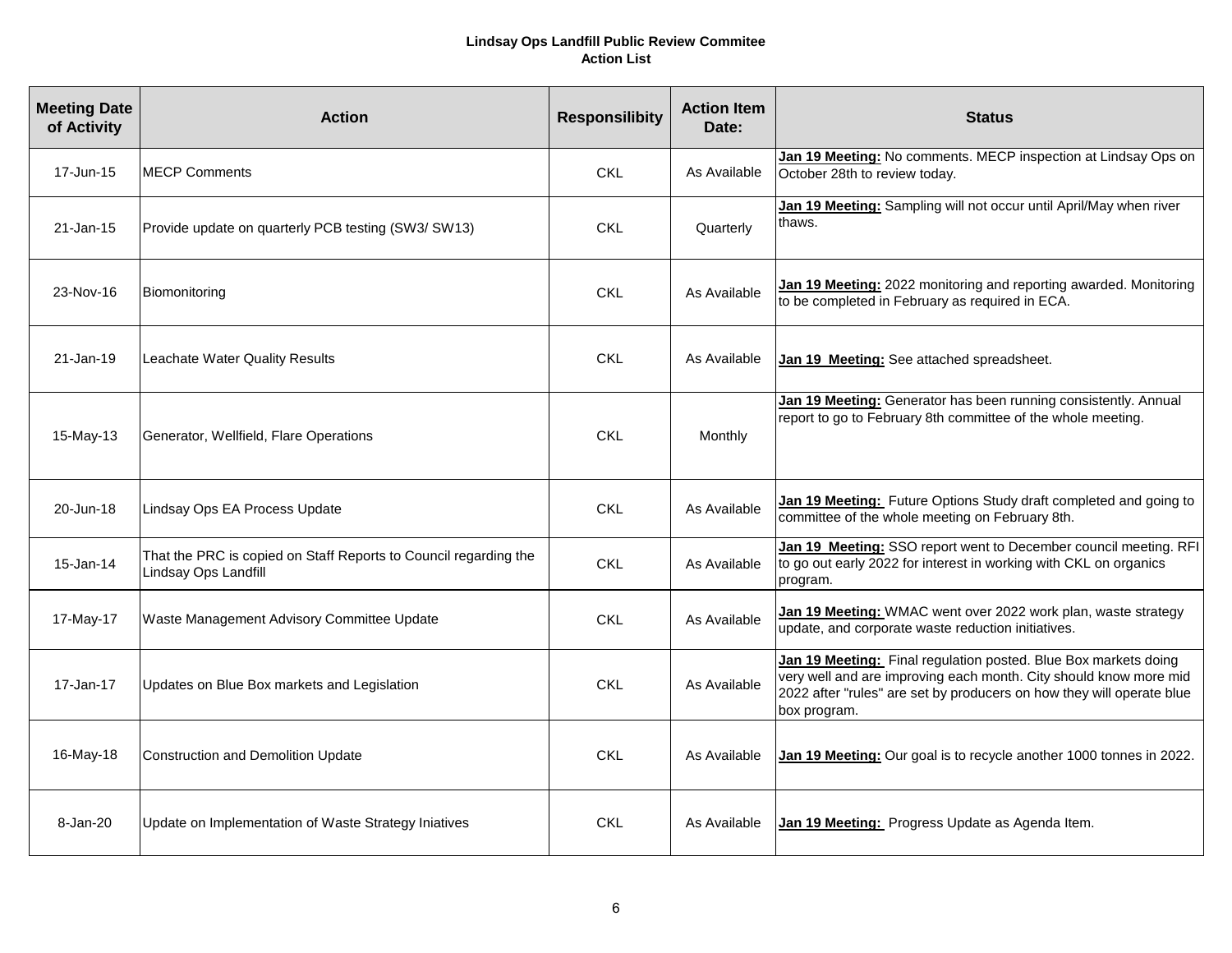**Lindsay Ops Landfill Public Review Commitee**
**Action List**

| Meeting Date of Activity | Action | Responsilibity | Action Item Date: | Status |
|---|---|---|---|---|
| 17-Jun-15 | MECP Comments | CKL | As Available | **Jan 19 Meeting:** No comments. MECP inspection at Lindsay Ops on October 28th to review today. |
| 21-Jan-15 | Provide update on quarterly PCB testing (SW3/ SW13) | CKL | Quarterly | **Jan 19 Meeting:** Sampling will not occur until April/May when river thaws. |
| 23-Nov-16 | Biomonitoring | CKL | As Available | **Jan 19 Meeting:** 2022 monitoring and reporting awarded. Monitoring to be completed in February as required in ECA. |
| 21-Jan-19 | Leachate Water Quality Results | CKL | As Available | **Jan 19 Meeting:** See attached spreadsheet. |
| 15-May-13 | Generator, Wellfield, Flare Operations | CKL | Monthly | **Jan 19 Meeting:** Generator has been running consistently. Annual report to go to February 8th committee of the whole meeting. |
| 20-Jun-18 | Lindsay Ops EA Process Update | CKL | As Available | **Jan 19 Meeting:** Future Options Study draft completed and going to committee of the whole meeting on February 8th. |
| 15-Jan-14 | That the PRC is copied on Staff Reports to Council regarding the Lindsay Ops Landfill | CKL | As Available | **Jan 19 Meeting:** SSO report went to December council meeting. RFI to go out early 2022 for interest in working with CKL on organics program. |
| 17-May-17 | Waste Management Advisory Committee Update | CKL | As Available | **Jan 19 Meeting:** WMAC went over 2022 work plan, waste strategy update, and corporate waste reduction initiatives. |
| 17-Jan-17 | Updates on Blue Box markets and Legislation | CKL | As Available | **Jan 19 Meeting:** Final regulation posted. Blue Box markets doing very well and are improving each month. City should know more mid 2022 after "rules" are set by producers on how they will operate blue box program. |
| 16-May-18 | Construction and Demolition Update | CKL | As Available | **Jan 19 Meeting:** Our goal is to recycle another 1000 tonnes in 2022. |
| 8-Jan-20 | Update on Implementation of Waste Strategy Iniatives | CKL | As Available | **Jan 19 Meeting:** Progress Update as Agenda Item. |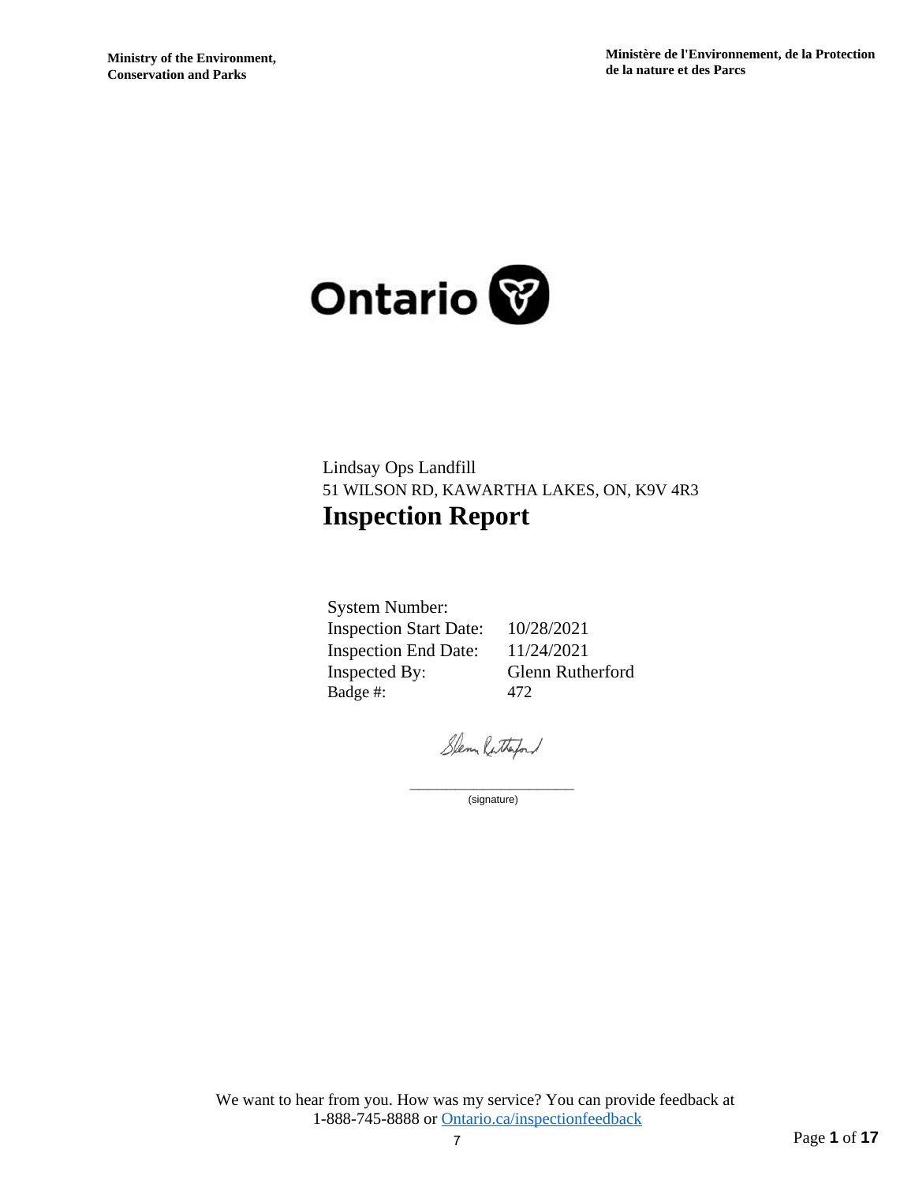Ministry of the Environment, Conservation and Parks

Ministère de l'Environnement, de la Protection de la nature et des Parcs

Ontario

Lindsay Ops Landfill

51 WILSON RD, KAWARTHA LAKES, ON, K9V 4R3

# Inspection Report

| | |
|---|---|
| System Number: | |
| Inspection Start Date: | 10/28/2021 |
| Inspection End Date: | 11/24/2021 |
| Inspected By: | Glenn Rutherford |
| Badge #: | 472 |

Glenn Rutherford

(signature)

We want to hear from you. How was my service? You can provide feedback at 1-888-745-8888 or [Ontario.ca/inspectionfeedback](Ontario.ca/inspectionfeedback)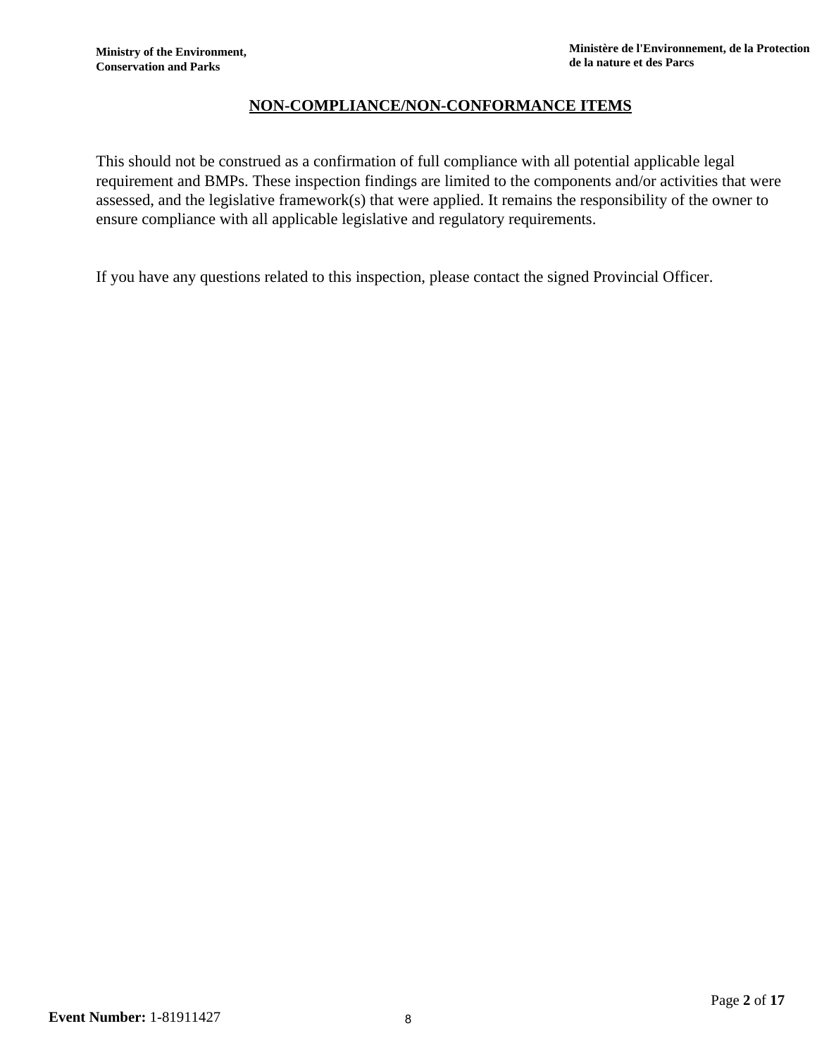## NON-COMPLIANCE/NON-CONFORMANCE ITEMS

This should not be construed as a confirmation of full compliance with all potential applicable legal requirement and BMPs. These inspection findings are limited to the components and/or activities that were assessed, and the legislative framework(s) that were applied. It remains the responsibility of the owner to ensure compliance with all applicable legislative and regulatory requirements.

If you have any questions related to this inspection, please contact the signed Provincial Officer.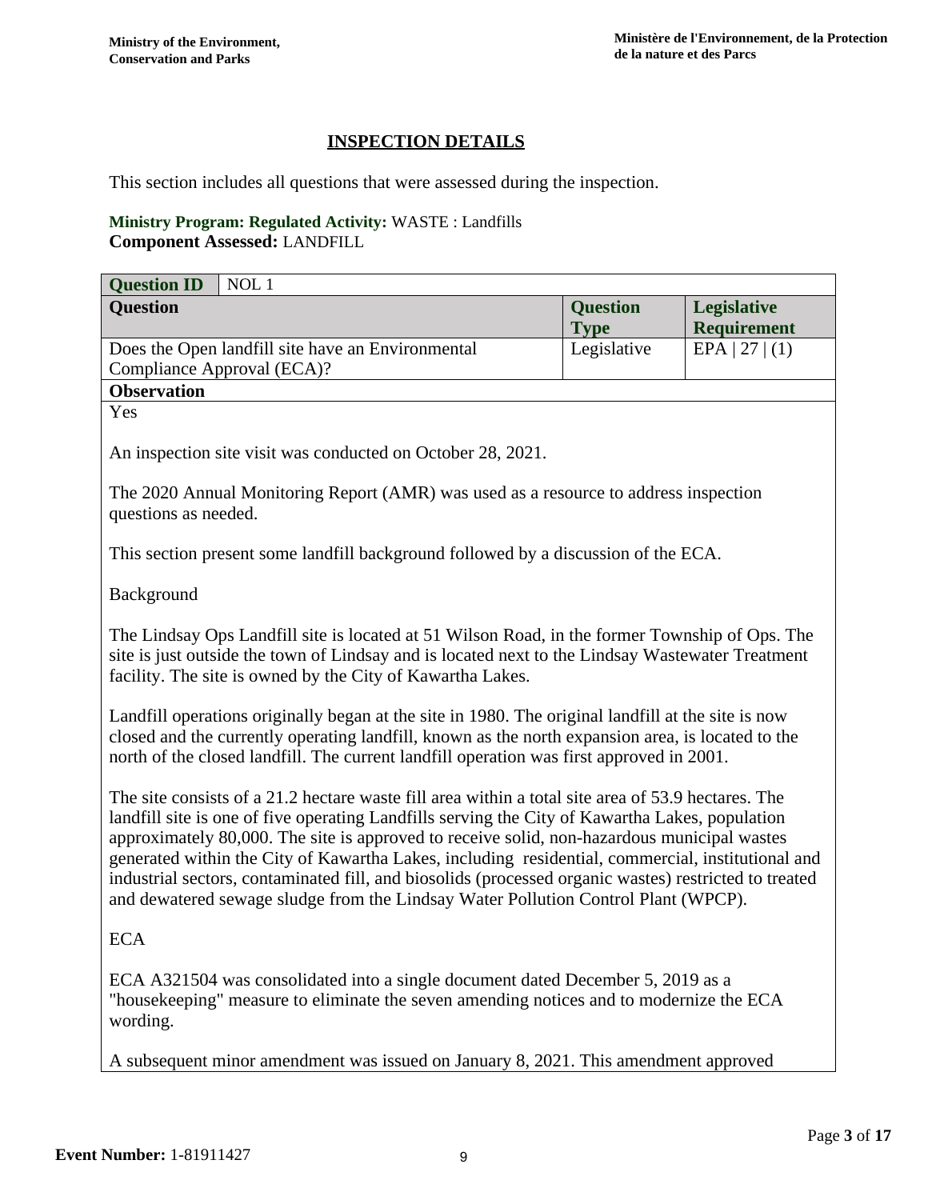## INSPECTION DETAILS

This section includes all questions that were assessed during the inspection.

**Ministry Program: Regulated Activity:** WASTE : Landfills
**Component Assessed:** LANDFILL

| **Question ID** | NOL 1 | | |
|---|---|---|---|
| **Question** | | **Question Type** | **Legislative Requirement** |
| Does the Open landfill site have an Environmental Compliance Approval (ECA)? | | Legislative | EPA \| 27 \| (1) |

**Observation**

Yes

An inspection site visit was conducted on October 28, 2021.

The 2020 Annual Monitoring Report (AMR) was used as a resource to address inspection questions as needed.

This section present some landfill background followed by a discussion of the ECA.

Background

The Lindsay Ops Landfill site is located at 51 Wilson Road, in the former Township of Ops. The site is just outside the town of Lindsay and is located next to the Lindsay Wastewater Treatment facility. The site is owned by the City of Kawartha Lakes.

Landfill operations originally began at the site in 1980. The original landfill at the site is now closed and the currently operating landfill, known as the north expansion area, is located to the north of the closed landfill. The current landfill operation was first approved in 2001.

The site consists of a 21.2 hectare waste fill area within a total site area of 53.9 hectares. The landfill site is one of five operating Landfills serving the City of Kawartha Lakes, population approximately 80,000. The site is approved to receive solid, non-hazardous municipal wastes generated within the City of Kawartha Lakes, including residential, commercial, institutional and industrial sectors, contaminated fill, and biosolids (processed organic wastes) restricted to treated and dewatered sewage sludge from the Lindsay Water Pollution Control Plant (WPCP).

ECA

ECA A321504 was consolidated into a single document dated December 5, 2019 as a "housekeeping" measure to eliminate the seven amending notices and to modernize the ECA wording.

A subsequent minor amendment was issued on January 8, 2021. This amendment approved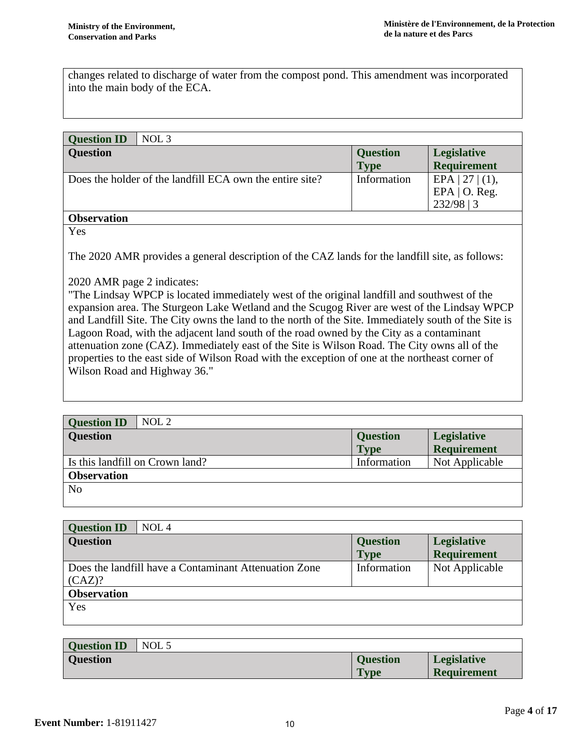changes related to discharge of water from the compost pond. This amendment was incorporated into the main body of the ECA.

| Question ID | NOL 3 | | |
|---|---|---|---|
| **Question** | | **Question Type** | **Legislative Requirement** |
| Does the holder of the landfill ECA own the entire site? | | Information | EPA \| 27 \| (1), EPA \| O. Reg. 232/98 \| 3 |
| **Observation** | | | |

Yes

The 2020 AMR provides a general description of the CAZ lands for the landfill site, as follows:

2020 AMR page 2 indicates:
"The Lindsay WPCP is located immediately west of the original landfill and southwest of the expansion area. The Sturgeon Lake Wetland and the Scugog River are west of the Lindsay WPCP and Landfill Site. The City owns the land to the north of the Site. Immediately south of the Site is Lagoon Road, with the adjacent land south of the road owned by the City as a contaminant attenuation zone (CAZ). Immediately east of the Site is Wilson Road. The City owns all of the properties to the east side of Wilson Road with the exception of one at the northeast corner of Wilson Road and Highway 36."

| Question ID | NOL 2 | | |
|---|---|---|---|
| **Question** | | **Question Type** | **Legislative Requirement** |
| Is this landfill on Crown land? | | Information | Not Applicable |
| **Observation** | | | |
| No | | | |

| Question ID | NOL 4 | | |
|---|---|---|---|
| **Question** | | **Question Type** | **Legislative Requirement** |
| Does the landfill have a Contaminant Attenuation Zone (CAZ)? | | Information | Not Applicable |
| **Observation** | | | |
| Yes | | | |

| Question ID | NOL 5 | | |
|---|---|---|---|
| **Question** | | **Question Type** | **Legislative Requirement** |

**Event Number:** 1-81911427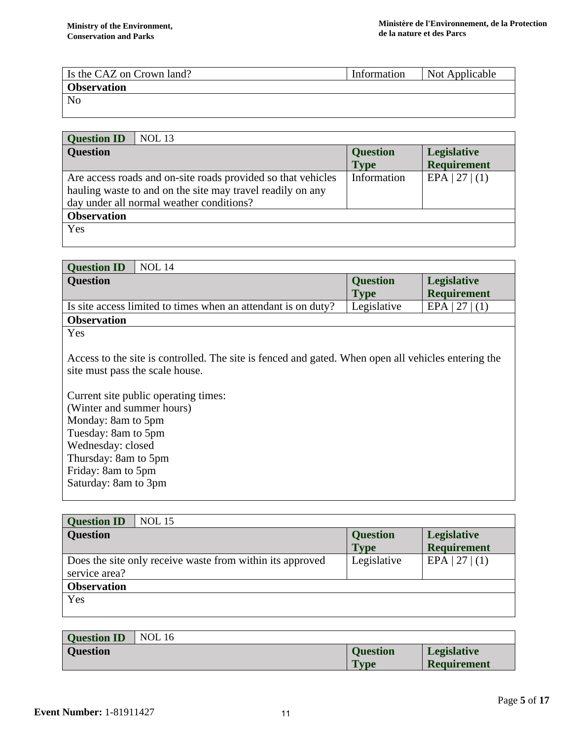| Is the CAZ on Crown land? | Information | Not Applicable |
| --- | --- | --- |
| **Observation** | | |
| No | | |

| **Question ID** | NOL 13 | |
| --- | --- | --- |
| **Question** | **Question Type** | **Legislative Requirement** |
| Are access roads and on-site roads provided so that vehicles hauling waste to and on the site may travel readily on any day under all normal weather conditions? | Information | EPA \| 27 \| (1) |
| **Observation** | | |
| Yes | | |

| **Question ID** | NOL 14 | |
| --- | --- | --- |
| **Question** | **Question Type** | **Legislative Requirement** |
| Is site access limited to times when an attendant is on duty? | Legislative | EPA \| 27 \| (1) |
| **Observation** | | |
| Yes<br><br>Access to the site is controlled. The site is fenced and gated. When open all vehicles entering the site must pass the scale house.<br><br>Current site public operating times:<br>(Winter and summer hours)<br>Monday: 8am to 5pm<br>Tuesday: 8am to 5pm<br>Wednesday: closed<br>Thursday: 8am to 5pm<br>Friday: 8am to 5pm<br>Saturday: 8am to 3pm | | |

| **Question ID** | NOL 15 | |
| --- | --- | --- |
| **Question** | **Question Type** | **Legislative Requirement** |
| Does the site only receive waste from within its approved service area? | Legislative | EPA \| 27 \| (1) |
| **Observation** | | |
| Yes | | |

| **Question ID** | NOL 16 | |
| --- | --- | --- |
| **Question** | **Question Type** | **Legislative Requirement** |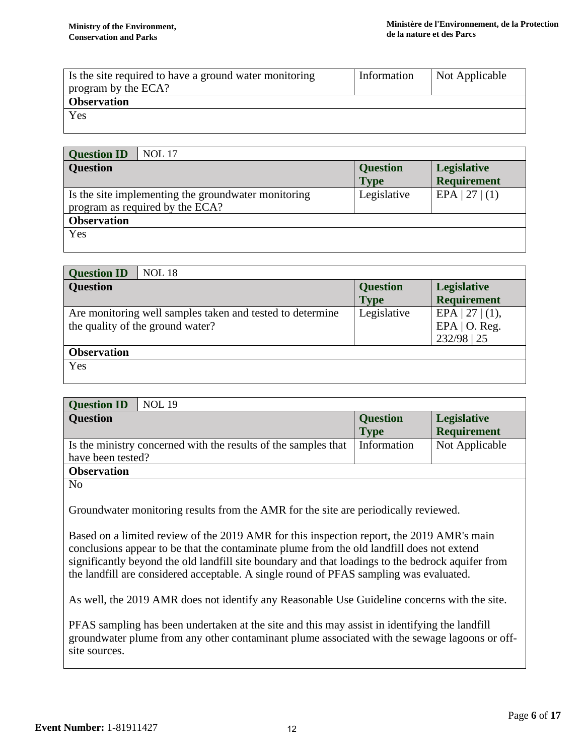| Is the site required to have a ground water monitoring program by the ECA? | Information | Not Applicable |
|---|---|---|
| **Observation** | | |
| Yes | | |

| **Question ID** | NOL 17 | |
|---|---|---|
| **Question** | **Question Type** | **Legislative Requirement** |
| Is the site implementing the groundwater monitoring program as required by the ECA? | Legislative | EPA \| 27 \| (1) |
| **Observation** | | |
| Yes | | |

| **Question ID** | NOL 18 | |
|---|---|---|
| **Question** | **Question Type** | **Legislative Requirement** |
| Are monitoring well samples taken and tested to determine the quality of the ground water? | Legislative | EPA \| 27 \| (1), EPA \| O. Reg. 232/98 \| 25 |
| **Observation** | | |
| Yes | | |

| **Question ID** | NOL 19 | |
|---|---|---|
| **Question** | **Question Type** | **Legislative Requirement** |
| Is the ministry concerned with the results of the samples that have been tested? | Information | Not Applicable |
| **Observation** | | |

No

Groundwater monitoring results from the AMR for the site are periodically reviewed.

Based on a limited review of the 2019 AMR for this inspection report, the 2019 AMR's main conclusions appear to be that the contaminate plume from the old landfill does not extend significantly beyond the old landfill site boundary and that loadings to the bedrock aquifer from the landfill are considered acceptable. A single round of PFAS sampling was evaluated.

As well, the 2019 AMR does not identify any Reasonable Use Guideline concerns with the site.

PFAS sampling has been undertaken at the site and this may assist in identifying the landfill groundwater plume from any other contaminant plume associated with the sewage lagoons or off-site sources.

**Event Number:** 1-81911427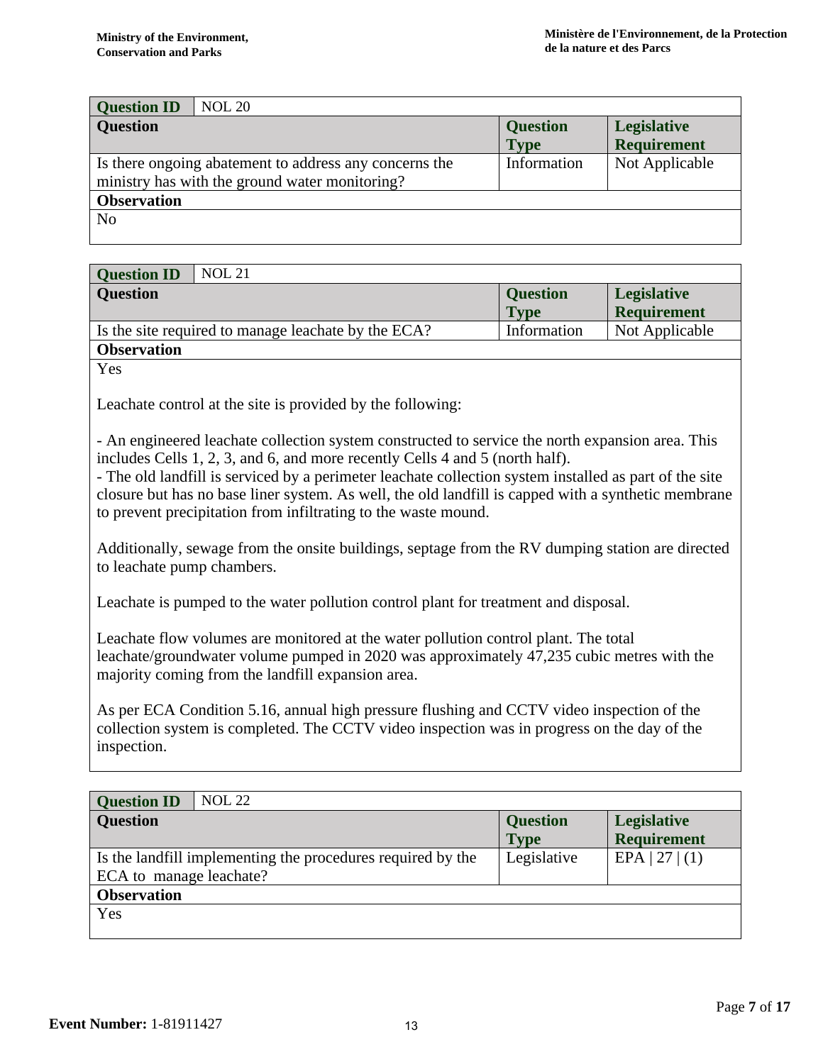| Question ID | NOL 20 | | |
|---|---|---|---|
| **Question** | | **Question Type** | **Legislative Requirement** |
| Is there ongoing abatement to address any concerns the ministry has with the ground water monitoring? | | Information | Not Applicable |
| **Observation** | | | |
| No | | | |

| Question ID | NOL 21 | | |
|---|---|---|---|
| **Question** | | **Question Type** | **Legislative Requirement** |
| Is the site required to manage leachate by the ECA? | | Information | Not Applicable |
| **Observation** | | | |

Yes

Leachate control at the site is provided by the following:

- An engineered leachate collection system constructed to service the north expansion area. This includes Cells 1, 2, 3, and 6, and more recently Cells 4 and 5 (north half).
- The old landfill is serviced by a perimeter leachate collection system installed as part of the site closure but has no base liner system. As well, the old landfill is capped with a synthetic membrane to prevent precipitation from infiltrating to the waste mound.

Additionally, sewage from the onsite buildings, septage from the RV dumping station are directed to leachate pump chambers.

Leachate is pumped to the water pollution control plant for treatment and disposal.

Leachate flow volumes are monitored at the water pollution control plant. The total leachate/groundwater volume pumped in 2020 was approximately 47,235 cubic metres with the majority coming from the landfill expansion area.

As per ECA Condition 5.16, annual high pressure flushing and CCTV video inspection of the collection system is completed. The CCTV video inspection was in progress on the day of the inspection.

| Question ID | NOL 22 | | |
|---|---|---|---|
| **Question** | | **Question Type** | **Legislative Requirement** |
| Is the landfill implementing the procedures required by the ECA to manage leachate? | | Legislative | EPA &#124; 27 &#124; (1) |
| **Observation** | | | |
| Yes | | | |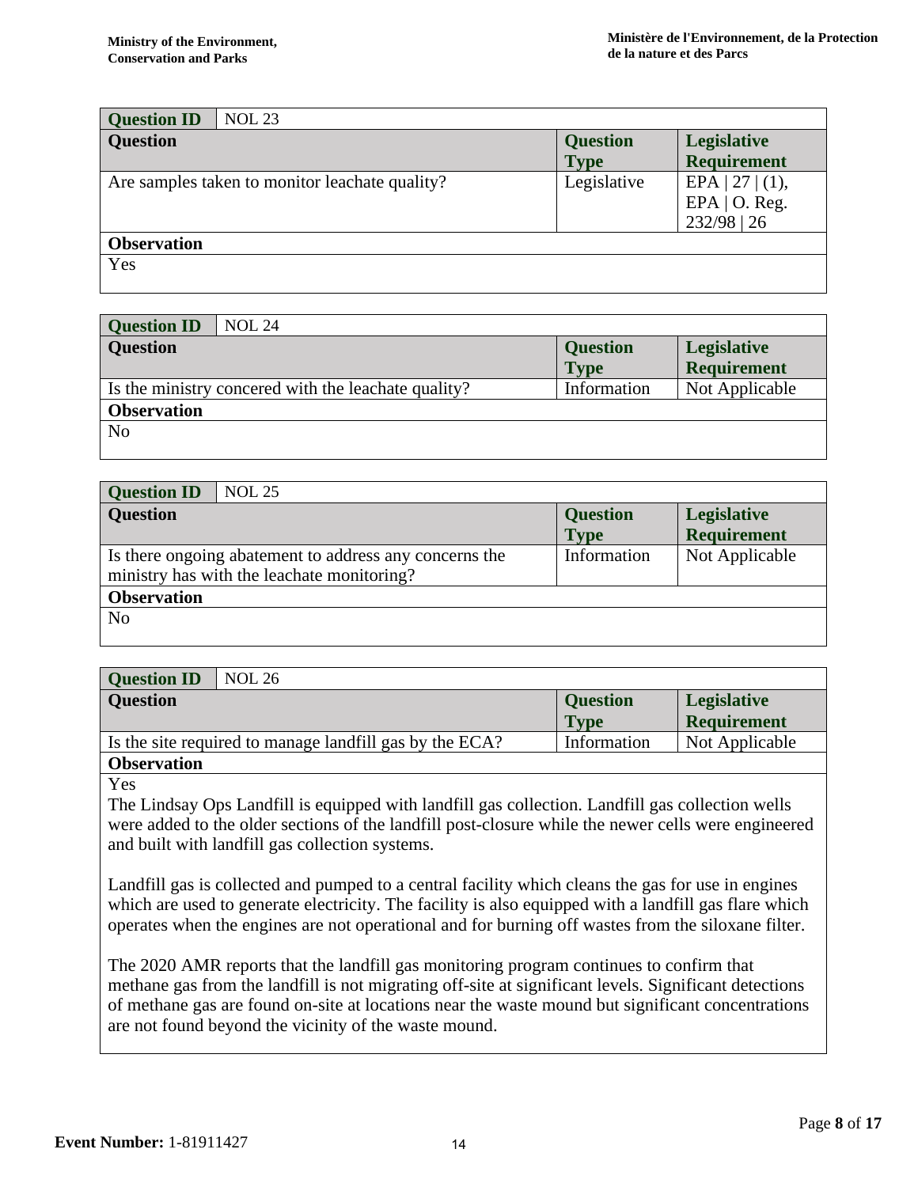| Question ID | NOL 23 | | |
|---|---|---|---|
| **Question** | | **Question Type** | **Legislative Requirement** |
| Are samples taken to monitor leachate quality? | | Legislative | EPA \| 27 \| (1), EPA \| O. Reg. 232/98 \| 26 |
| **Observation** | | | |
| Yes | | | |

| Question ID | NOL 24 | | |
|---|---|---|---|
| **Question** | | **Question Type** | **Legislative Requirement** |
| Is the ministry concered with the leachate quality? | | Information | Not Applicable |
| **Observation** | | | |
| No | | | |

| Question ID | NOL 25 | | |
|---|---|---|---|
| **Question** | | **Question Type** | **Legislative Requirement** |
| Is there ongoing abatement to address any concerns the ministry has with the leachate monitoring? | | Information | Not Applicable |
| **Observation** | | | |
| No | | | |

| Question ID | NOL 26 | | |
|---|---|---|---|
| **Question** | | **Question Type** | **Legislative Requirement** |
| Is the site required to manage landfill gas by the ECA? | | Information | Not Applicable |
| **Observation** | | | |
| Yes<br>The Lindsay Ops Landfill is equipped with landfill gas collection. Landfill gas collection wells were added to the older sections of the landfill post-closure while the newer cells were engineered and built with landfill gas collection systems.<br><br>Landfill gas is collected and pumped to a central facility which cleans the gas for use in engines which are used to generate electricity. The facility is also equipped with a landfill gas flare which operates when the engines are not operational and for burning off wastes from the siloxane filter.<br><br>The 2020 AMR reports that the landfill gas monitoring program continues to confirm that methane gas from the landfill is not migrating off-site at significant levels. Significant detections of methane gas are found on-site at locations near the waste mound but significant concentrations are not found beyond the vicinity of the waste mound. | | | |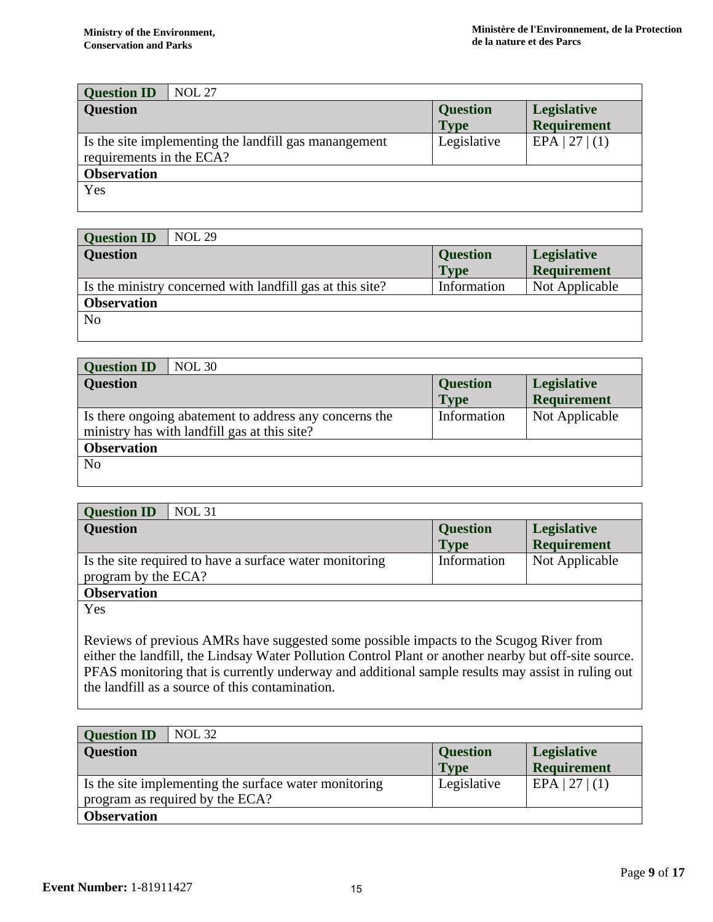| Question ID | NOL 27 | | |
|---|---|---|---|
| **Question** | | **Question Type** | **Legislative Requirement** |
| Is the site implementing the landfill gas manangement requirements in the ECA? | | Legislative | EPA \| 27 \| (1) |
| **Observation** | | | |
| Yes | | | |

| Question ID | NOL 29 | | |
|---|---|---|---|
| **Question** | | **Question Type** | **Legislative Requirement** |
| Is the ministry concerned with landfill gas at this site? | | Information | Not Applicable |
| **Observation** | | | |
| No | | | |

| Question ID | NOL 30 | | |
|---|---|---|---|
| **Question** | | **Question Type** | **Legislative Requirement** |
| Is there ongoing abatement to address any concerns the ministry has with landfill gas at this site? | | Information | Not Applicable |
| **Observation** | | | |
| No | | | |

| Question ID | NOL 31 | | |
|---|---|---|---|
| **Question** | | **Question Type** | **Legislative Requirement** |
| Is the site required to have a surface water monitoring program by the ECA? | | Information | Not Applicable |
| **Observation** | | | |
| Yes<br><br>Reviews of previous AMRs have suggested some possible impacts to the Scugog River from either the landfill, the Lindsay Water Pollution Control Plant or another nearby but off-site source. PFAS monitoring that is currently underway and additional sample results may assist in ruling out the landfill as a source of this contamination. | | | |

| Question ID | NOL 32 | | |
|---|---|---|---|
| **Question** | | **Question Type** | **Legislative Requirement** |
| Is the site implementing the surface water monitoring program as required by the ECA? | | Legislative | EPA \| 27 \| (1) |
| **Observation** | | | |

**Event Number:** 1-81911427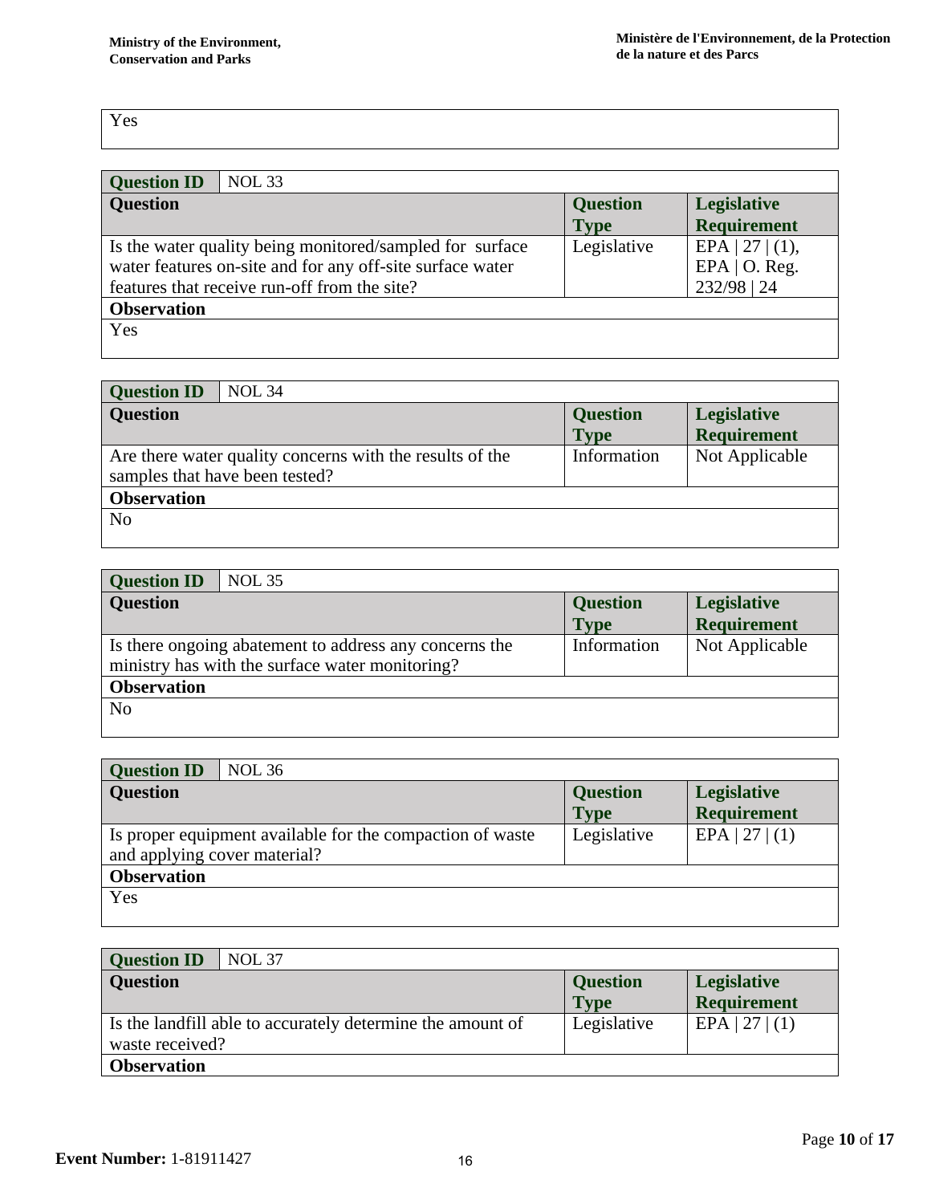| Yes |
|---|

| Question ID | NOL 33 | | |
|---|---|---|---|
| **Question** | | **Question Type** | **Legislative Requirement** |
| Is the water quality being monitored/sampled for surface water features on-site and for any off-site surface water features that receive run-off from the site? | | Legislative | EPA \| 27 \| (1), EPA \| O. Reg. 232/98 \| 24 |
| **Observation** | | | |
| Yes | | | |

| Question ID | NOL 34 | | |
|---|---|---|---|
| **Question** | | **Question Type** | **Legislative Requirement** |
| Are there water quality concerns with the results of the samples that have been tested? | | Information | Not Applicable |
| **Observation** | | | |
| No | | | |

| Question ID | NOL 35 | | |
|---|---|---|---|
| **Question** | | **Question Type** | **Legislative Requirement** |
| Is there ongoing abatement to address any concerns the ministry has with the surface water monitoring? | | Information | Not Applicable |
| **Observation** | | | |
| No | | | |

| Question ID | NOL 36 | | |
|---|---|---|---|
| **Question** | | **Question Type** | **Legislative Requirement** |
| Is proper equipment available for the compaction of waste and applying cover material? | | Legislative | EPA \| 27 \| (1) |
| **Observation** | | | |
| Yes | | | |

| Question ID | NOL 37 | | |
|---|---|---|---|
| **Question** | | **Question Type** | **Legislative Requirement** |
| Is the landfill able to accurately determine the amount of waste received? | | Legislative | EPA \| 27 \| (1) |
| **Observation** | | | |

**Event Number:** 1-81911427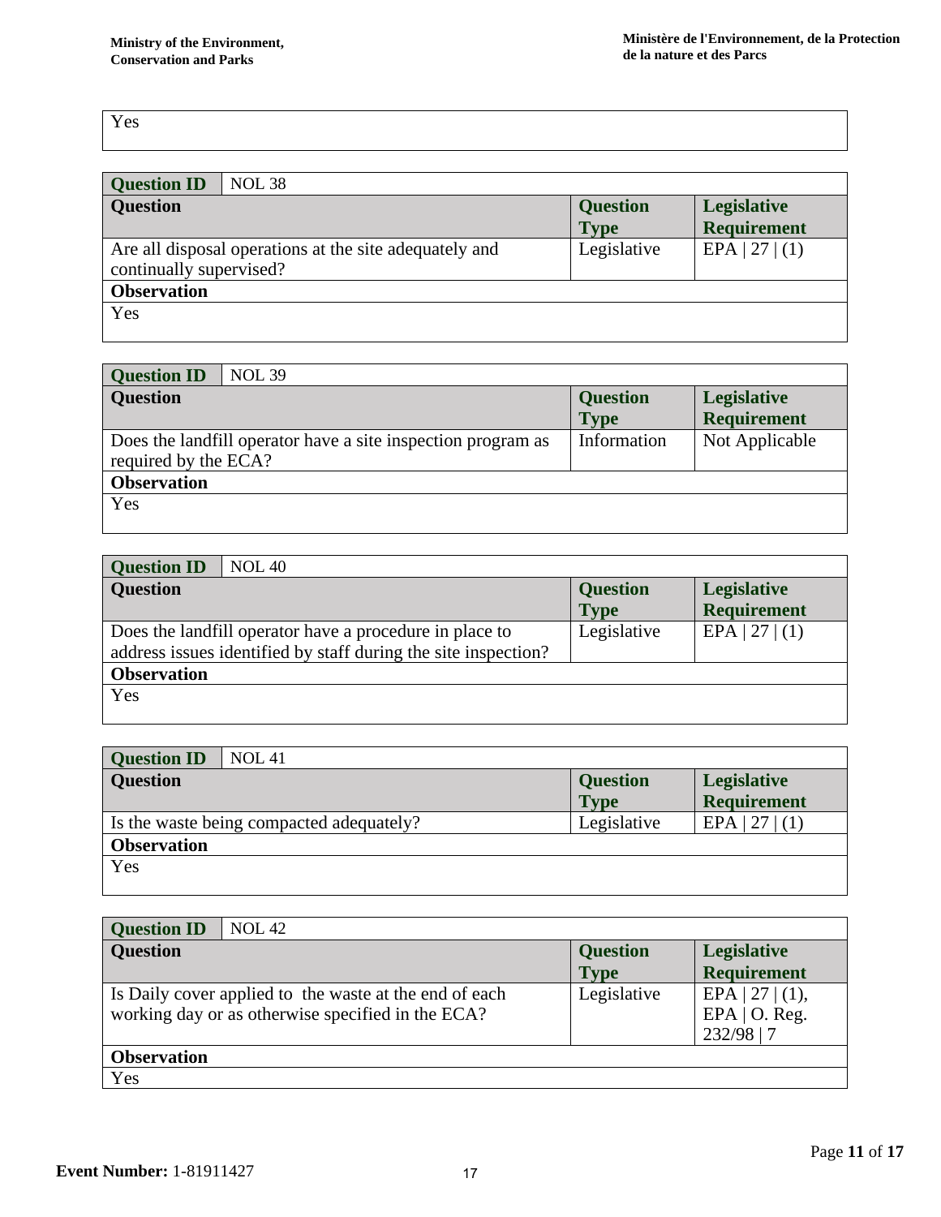| Yes |
|---|

| Question ID | NOL 38 | |
|---|---|---|
| **Question** | **Question Type** | **Legislative Requirement** |
| Are all disposal operations at the site adequately and continually supervised? | Legislative | EPA \| 27 \| (1) |
| **Observation** | | |
| Yes | | |

| Question ID | NOL 39 | |
|---|---|---|
| **Question** | **Question Type** | **Legislative Requirement** |
| Does the landfill operator have a site inspection program as required by the ECA? | Information | Not Applicable |
| **Observation** | | |
| Yes | | |

| Question ID | NOL 40 | |
|---|---|---|
| **Question** | **Question Type** | **Legislative Requirement** |
| Does the landfill operator have a procedure in place to address issues identified by staff during the site inspection? | Legislative | EPA \| 27 \| (1) |
| **Observation** | | |
| Yes | | |

| Question ID | NOL 41 | |
|---|---|---|
| **Question** | **Question Type** | **Legislative Requirement** |
| Is the waste being compacted adequately? | Legislative | EPA \| 27 \| (1) |
| **Observation** | | |
| Yes | | |

| Question ID | NOL 42 | |
|---|---|---|
| **Question** | **Question Type** | **Legislative Requirement** |
| Is Daily cover applied to the waste at the end of each working day or as otherwise specified in the ECA? | Legislative | EPA \| 27 \| (1), EPA \| O. Reg. 232/98 \| 7 |
| **Observation** | | |
| Yes | | |

**Event Number:** 1-81911427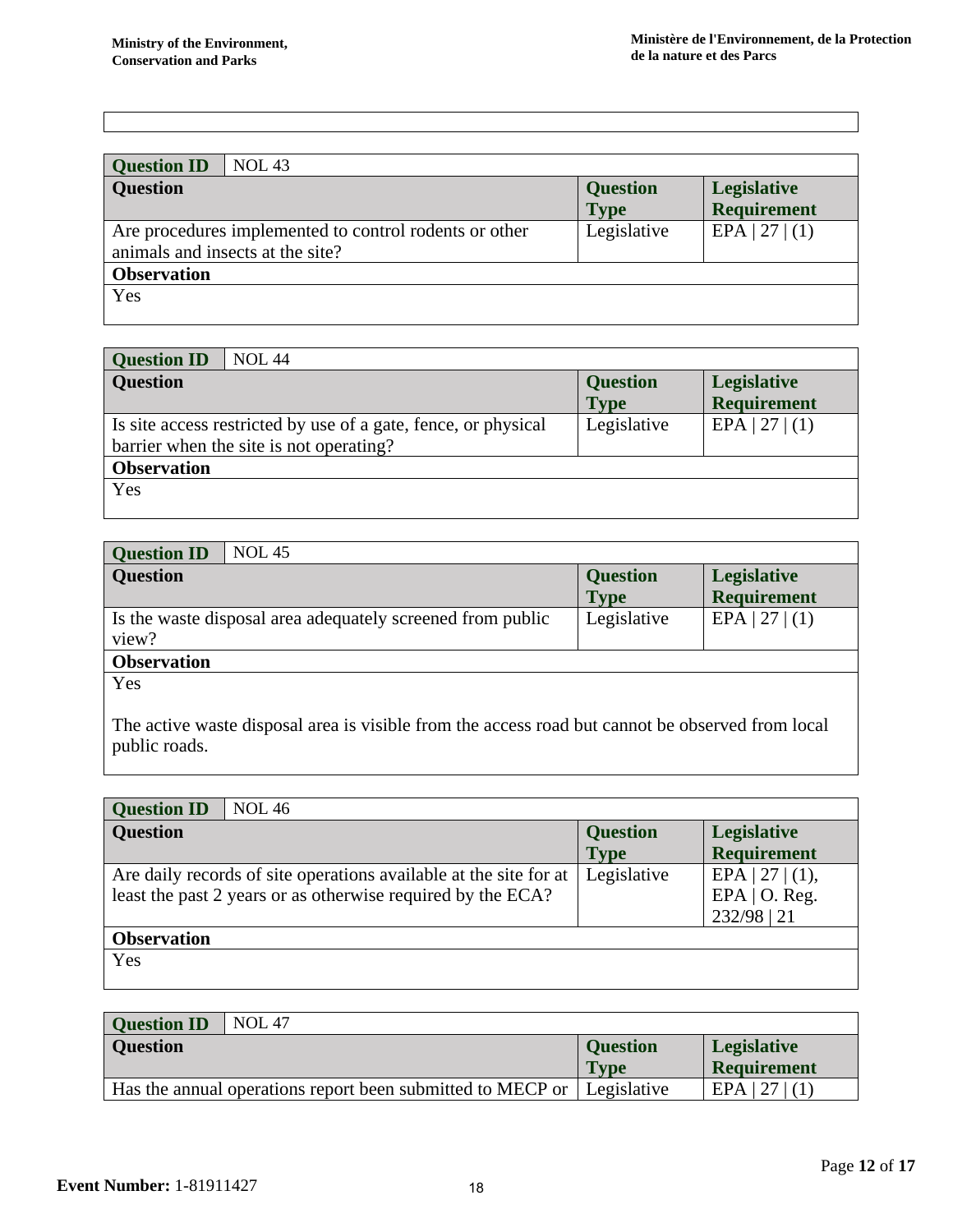| |
|---|
| |

| Question ID | NOL 43 | | |
|---|---|---|---|
| **Question** | | **Question Type** | **Legislative Requirement** |
| Are procedures implemented to control rodents or other animals and insects at the site? | | Legislative | EPA \| 27 \| (1) |
| **Observation** | | | |
| Yes | | | |

| Question ID | NOL 44 | | |
|---|---|---|---|
| **Question** | | **Question Type** | **Legislative Requirement** |
| Is site access restricted by use of a gate, fence, or physical barrier when the site is not operating? | | Legislative | EPA \| 27 \| (1) |
| **Observation** | | | |
| Yes | | | |

| Question ID | NOL 45 | | |
|---|---|---|---|
| **Question** | | **Question Type** | **Legislative Requirement** |
| Is the waste disposal area adequately screened from public view? | | Legislative | EPA \| 27 \| (1) |
| **Observation** | | | |
| Yes<br><br>The active waste disposal area is visible from the access road but cannot be observed from local public roads. | | | |

| Question ID | NOL 46 | | |
|---|---|---|---|
| **Question** | | **Question Type** | **Legislative Requirement** |
| Are daily records of site operations available at the site for at least the past 2 years or as otherwise required by the ECA? | | Legislative | EPA \| 27 \| (1), EPA \| O. Reg. 232/98 \| 21 |
| **Observation** | | | |
| Yes | | | |

| Question ID | NOL 47 | | |
|---|---|---|---|
| **Question** | | **Question Type** | **Legislative Requirement** |
| Has the annual operations report been submitted to MECP or | | Legislative | EPA \| 27 \| (1) |

**Event Number:** 1-81911427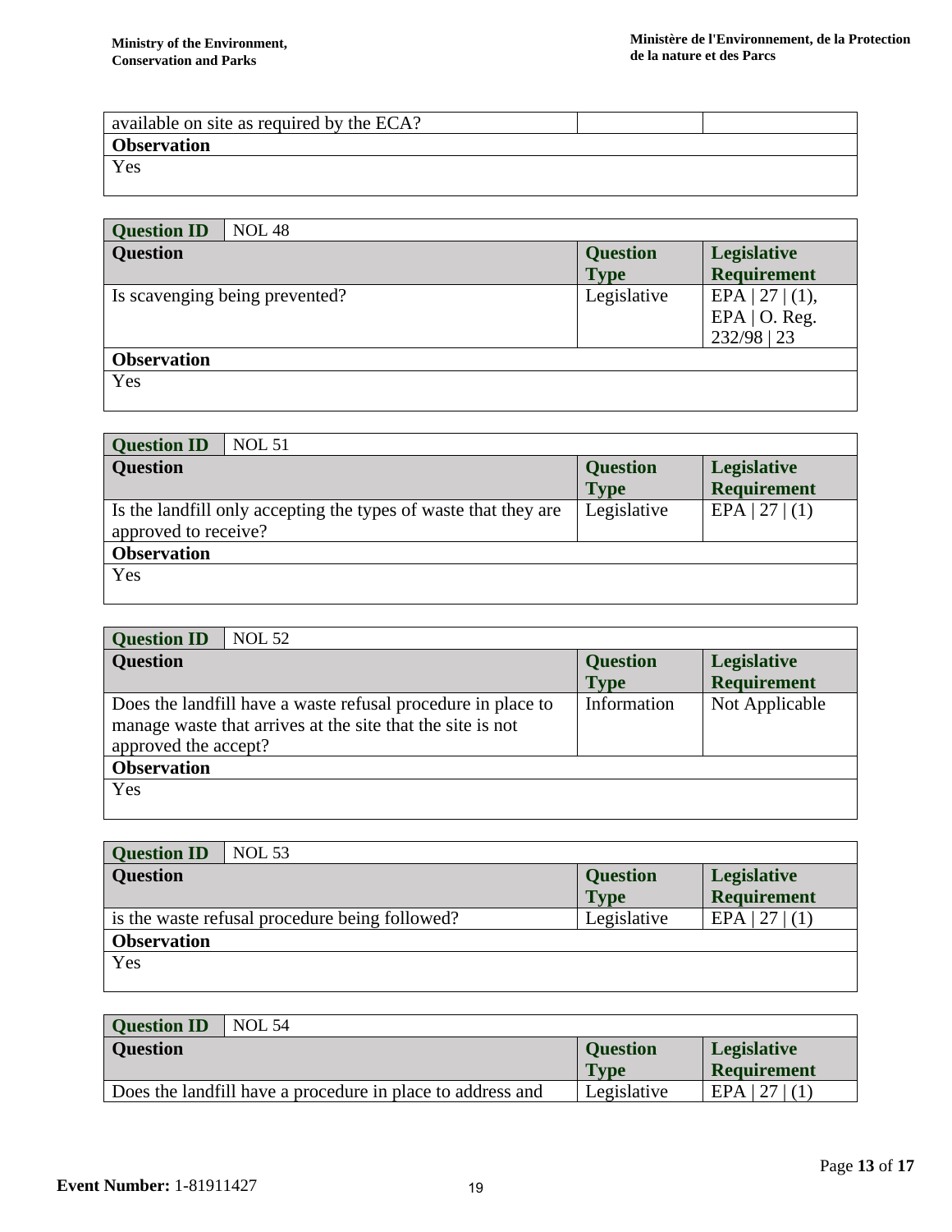| available on site as required by the ECA? | | |
|---|---|---|
| **Observation** | | |
| Yes | | |

| **Question ID** | NOL 48 | |
|---|---|---|
| **Question** | **Question Type** | **Legislative Requirement** |
| Is scavenging being prevented? | Legislative | EPA \| 27 \| (1), EPA \| O. Reg. 232/98 \| 23 |
| **Observation** | | |
| Yes | | |

| **Question ID** | NOL 51 | |
|---|---|---|
| **Question** | **Question Type** | **Legislative Requirement** |
| Is the landfill only accepting the types of waste that they are approved to receive? | Legislative | EPA \| 27 \| (1) |
| **Observation** | | |
| Yes | | |

| **Question ID** | NOL 52 | |
|---|---|---|
| **Question** | **Question Type** | **Legislative Requirement** |
| Does the landfill have a waste refusal procedure in place to manage waste that arrives at the site that the site is not approved the accept? | Information | Not Applicable |
| **Observation** | | |
| Yes | | |

| **Question ID** | NOL 53 | |
|---|---|---|
| **Question** | **Question Type** | **Legislative Requirement** |
| is the waste refusal procedure being followed? | Legislative | EPA \| 27 \| (1) |
| **Observation** | | |
| Yes | | |

| **Question ID** | NOL 54 | |
|---|---|---|
| **Question** | **Question Type** | **Legislative Requirement** |
| Does the landfill have a procedure in place to address and | Legislative | EPA \| 27 \| (1) |

**Event Number:** 1-81911427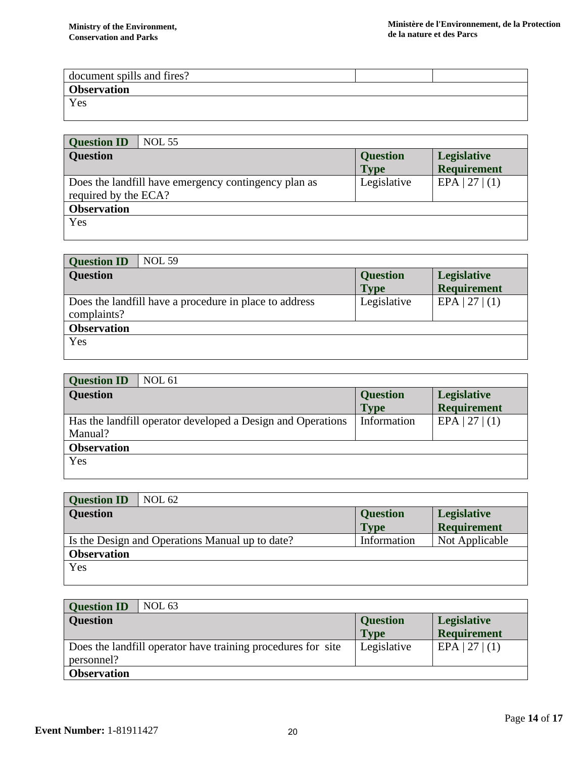| document spills and fires? | | |
|---|---|---|
| **Observation** | | |
| Yes | | |

| **Question ID** | NOL 55 | |
|---|---|---|
| **Question** | **Question Type** | **Legislative Requirement** |
| Does the landfill have emergency contingency plan as required by the ECA? | Legislative | EPA \| 27 \| (1) |
| **Observation** | | |
| Yes | | |

| **Question ID** | NOL 59 | |
|---|---|---|
| **Question** | **Question Type** | **Legislative Requirement** |
| Does the landfill have a procedure in place to address complaints? | Legislative | EPA \| 27 \| (1) |
| **Observation** | | |
| Yes | | |

| **Question ID** | NOL 61 | |
|---|---|---|
| **Question** | **Question Type** | **Legislative Requirement** |
| Has the landfill operator developed a Design and Operations Manual? | Information | EPA \| 27 \| (1) |
| **Observation** | | |
| Yes | | |

| **Question ID** | NOL 62 | |
|---|---|---|
| **Question** | **Question Type** | **Legislative Requirement** |
| Is the Design and Operations Manual up to date? | Information | Not Applicable |
| **Observation** | | |
| Yes | | |

| **Question ID** | NOL 63 | |
|---|---|---|
| **Question** | **Question Type** | **Legislative Requirement** |
| Does the landfill operator have training procedures for site personnel? | Legislative | EPA \| 27 \| (1) |
| **Observation** | | |

**Event Number:** 1-81911427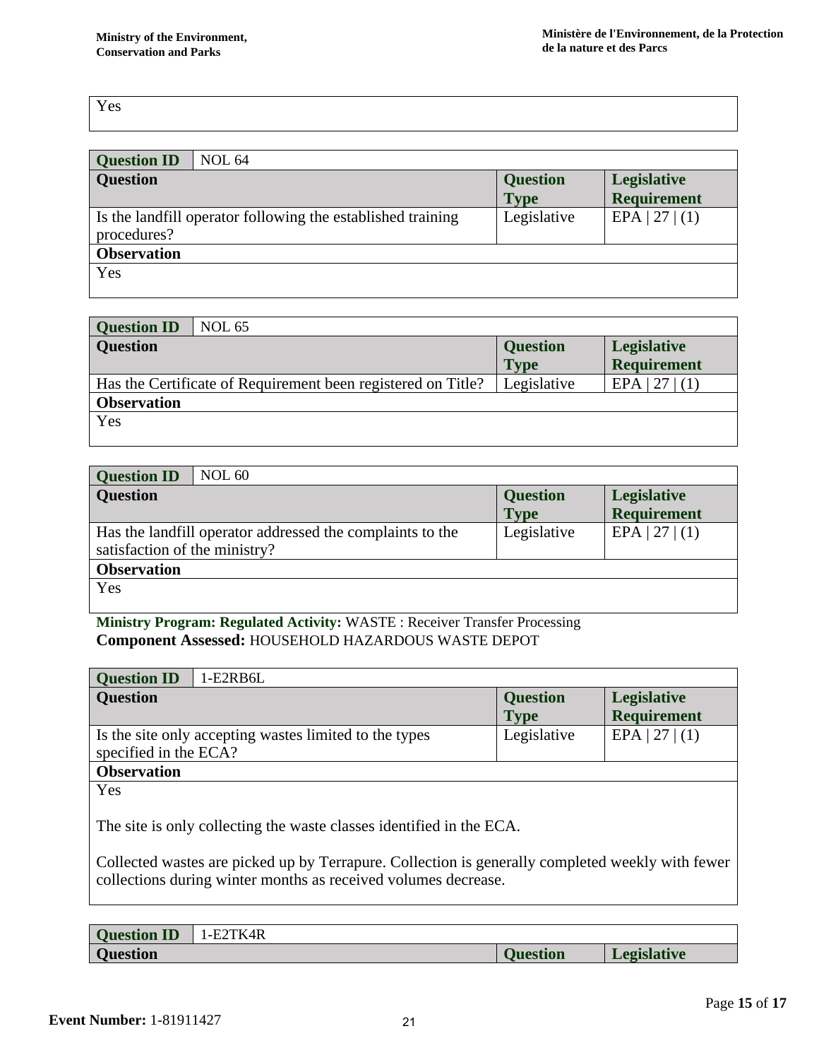| Yes |
|---|

| Question ID | NOL 64 | | |
|---|---|---|---|
| **Question** | | **Question Type** | **Legislative Requirement** |
| Is the landfill operator following the established training procedures? | | Legislative | EPA \| 27 \| (1) |
| **Observation** | | | |
| Yes | | | |

| Question ID | NOL 65 | | |
|---|---|---|---|
| **Question** | | **Question Type** | **Legislative Requirement** |
| Has the Certificate of Requirement been registered on Title? | | Legislative | EPA \| 27 \| (1) |
| **Observation** | | | |
| Yes | | | |

| Question ID | NOL 60 | | |
|---|---|---|---|
| **Question** | | **Question Type** | **Legislative Requirement** |
| Has the landfill operator addressed the complaints to the satisfaction of the ministry? | | Legislative | EPA \| 27 \| (1) |
| **Observation** | | | |
| Yes | | | |

**Ministry Program: Regulated Activity:** WASTE : Receiver Transfer Processing
**Component Assessed:** HOUSEHOLD HAZARDOUS WASTE DEPOT

| Question ID | 1-E2RB6L | | |
|---|---|---|---|
| **Question** | | **Question Type** | **Legislative Requirement** |
| Is the site only accepting wastes limited to the types specified in the ECA? | | Legislative | EPA \| 27 \| (1) |
| **Observation** | | | |
| Yes<br><br>The site is only collecting the waste classes identified in the ECA.<br><br>Collected wastes are picked up by Terrapure. Collection is generally completed weekly with fewer collections during winter months as received volumes decrease. | | | |

| Question ID | 1-E2TK4R | | |
|---|---|---|---|
| **Question** | | **Question** | **Legislative** |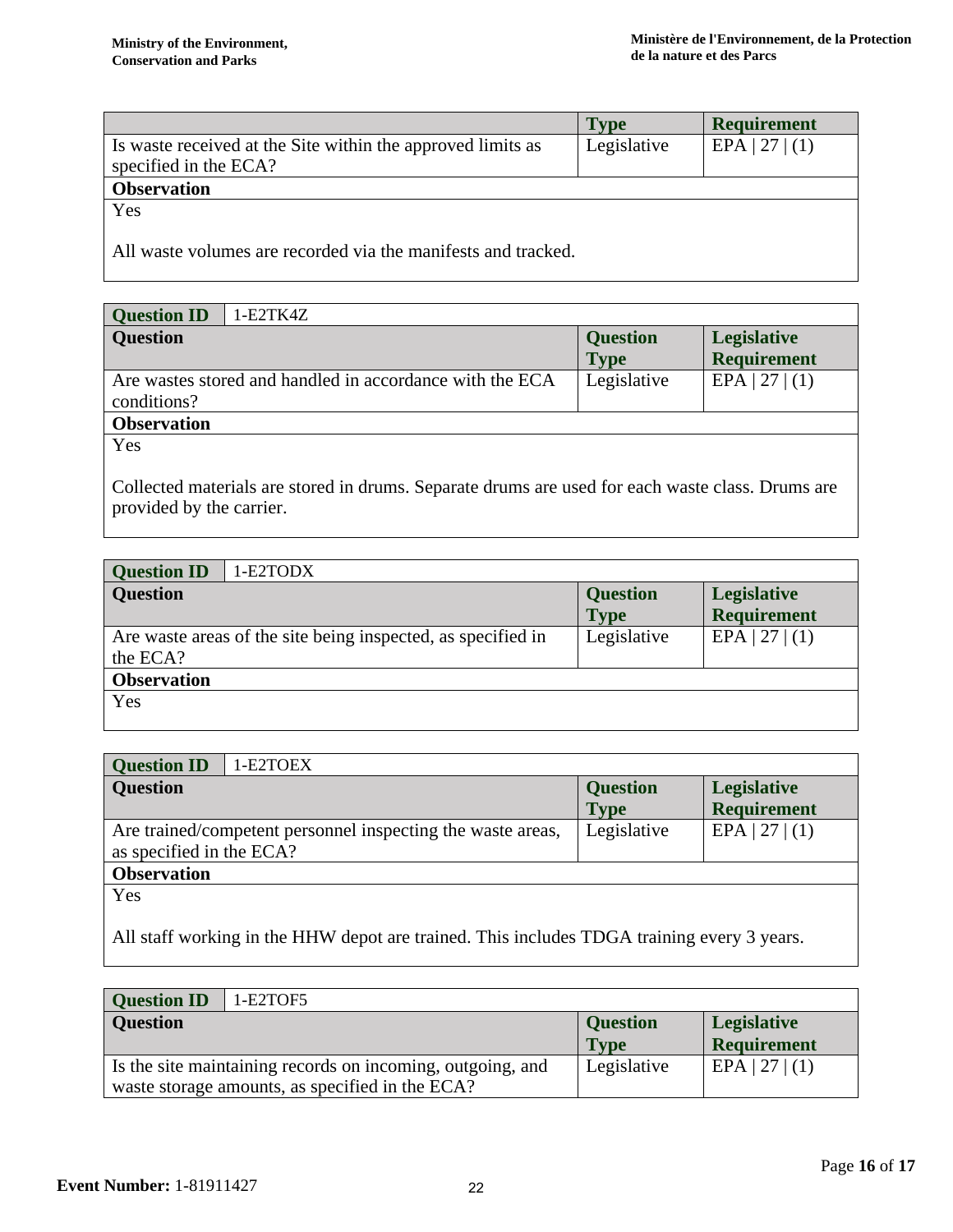| | Type | Requirement |
|---|---|---|
| Is waste received at the Site within the approved limits as specified in the ECA? | Legislative | EPA \| 27 \| (1) |

**Observation**

Yes

All waste volumes are recorded via the manifests and tracked.

| Question ID | 1-E2TK4Z | |
|---|---|---|
| **Question** | **Question Type** | **Legislative Requirement** |
| Are wastes stored and handled in accordance with the ECA conditions? | Legislative | EPA \| 27 \| (1) |

**Observation**

Yes

Collected materials are stored in drums. Separate drums are used for each waste class. Drums are provided by the carrier.

| Question ID | 1-E2TODX | |
|---|---|---|
| **Question** | **Question Type** | **Legislative Requirement** |
| Are waste areas of the site being inspected, as specified in the ECA? | Legislative | EPA \| 27 \| (1) |

**Observation**

Yes

| Question ID | 1-E2TOEX | |
|---|---|---|
| **Question** | **Question Type** | **Legislative Requirement** |
| Are trained/competent personnel inspecting the waste areas, as specified in the ECA? | Legislative | EPA \| 27 \| (1) |

**Observation**

Yes

All staff working in the HHW depot are trained. This includes TDGA training every 3 years.

| Question ID | 1-E2TOF5 | |
|---|---|---|
| **Question** | **Question Type** | **Legislative Requirement** |
| Is the site maintaining records on incoming, outgoing, and waste storage amounts, as specified in the ECA? | Legislative | EPA \| 27 \| (1) |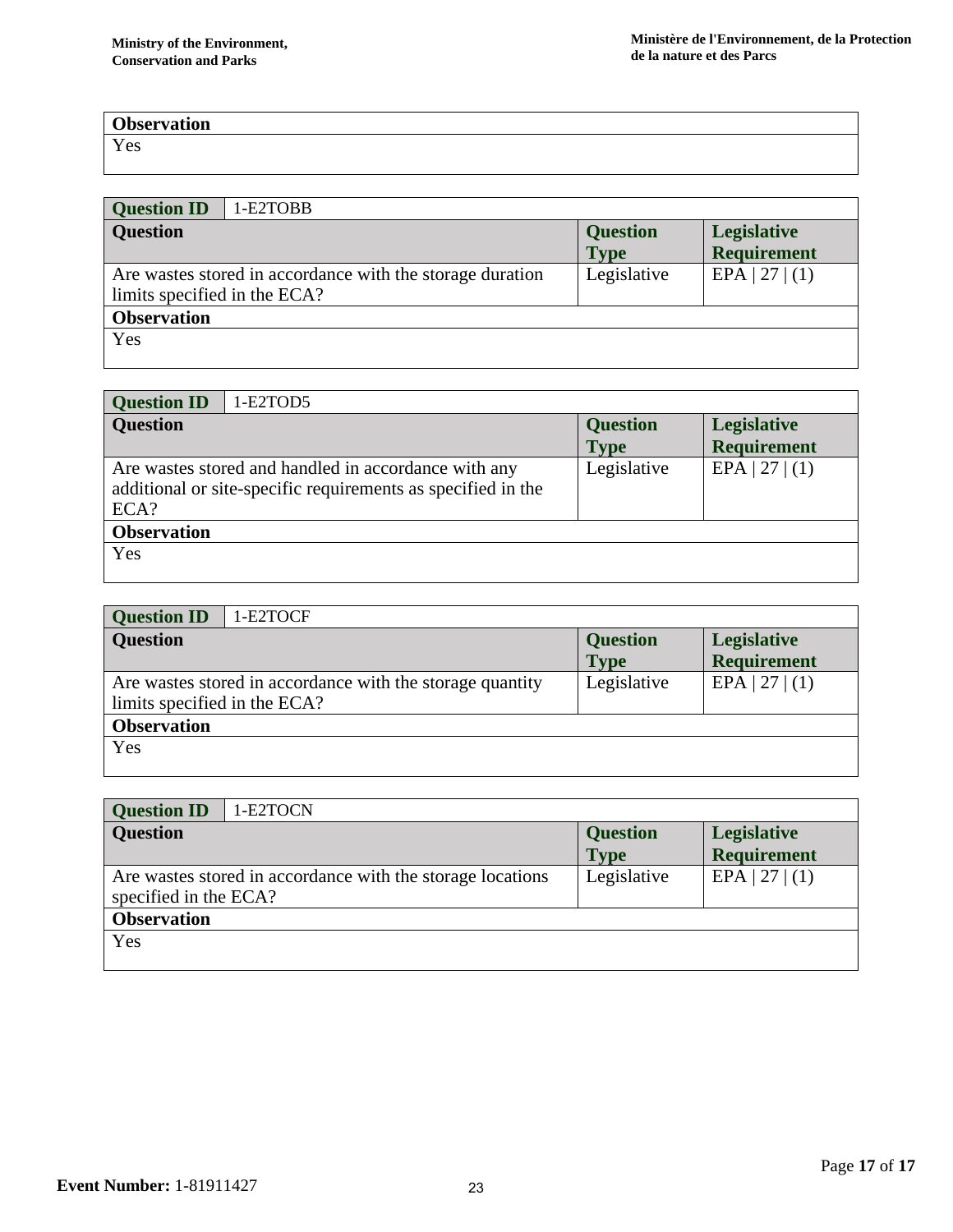| Observation |
| --- |
| Yes |

| Question ID | 1-E2TOBB | |
| --- | --- | --- |
| **Question** | **Question Type** | **Legislative Requirement** |
| Are wastes stored in accordance with the storage duration limits specified in the ECA? | Legislative | EPA \| 27 \| (1) |
| **Observation** | | |
| Yes | | |

| Question ID | 1-E2TOD5 | |
| --- | --- | --- |
| **Question** | **Question Type** | **Legislative Requirement** |
| Are wastes stored and handled in accordance with any additional or site-specific requirements as specified in the ECA? | Legislative | EPA \| 27 \| (1) |
| **Observation** | | |
| Yes | | |

| Question ID | 1-E2TOCF | |
| --- | --- | --- |
| **Question** | **Question Type** | **Legislative Requirement** |
| Are wastes stored in accordance with the storage quantity limits specified in the ECA? | Legislative | EPA \| 27 \| (1) |
| **Observation** | | |
| Yes | | |

| Question ID | 1-E2TOCN | |
| --- | --- | --- |
| **Question** | **Question Type** | **Legislative Requirement** |
| Are wastes stored in accordance with the storage locations specified in the ECA? | Legislative | EPA \| 27 \| (1) |
| **Observation** | | |
| Yes | | |

**Event Number:** 1-81911427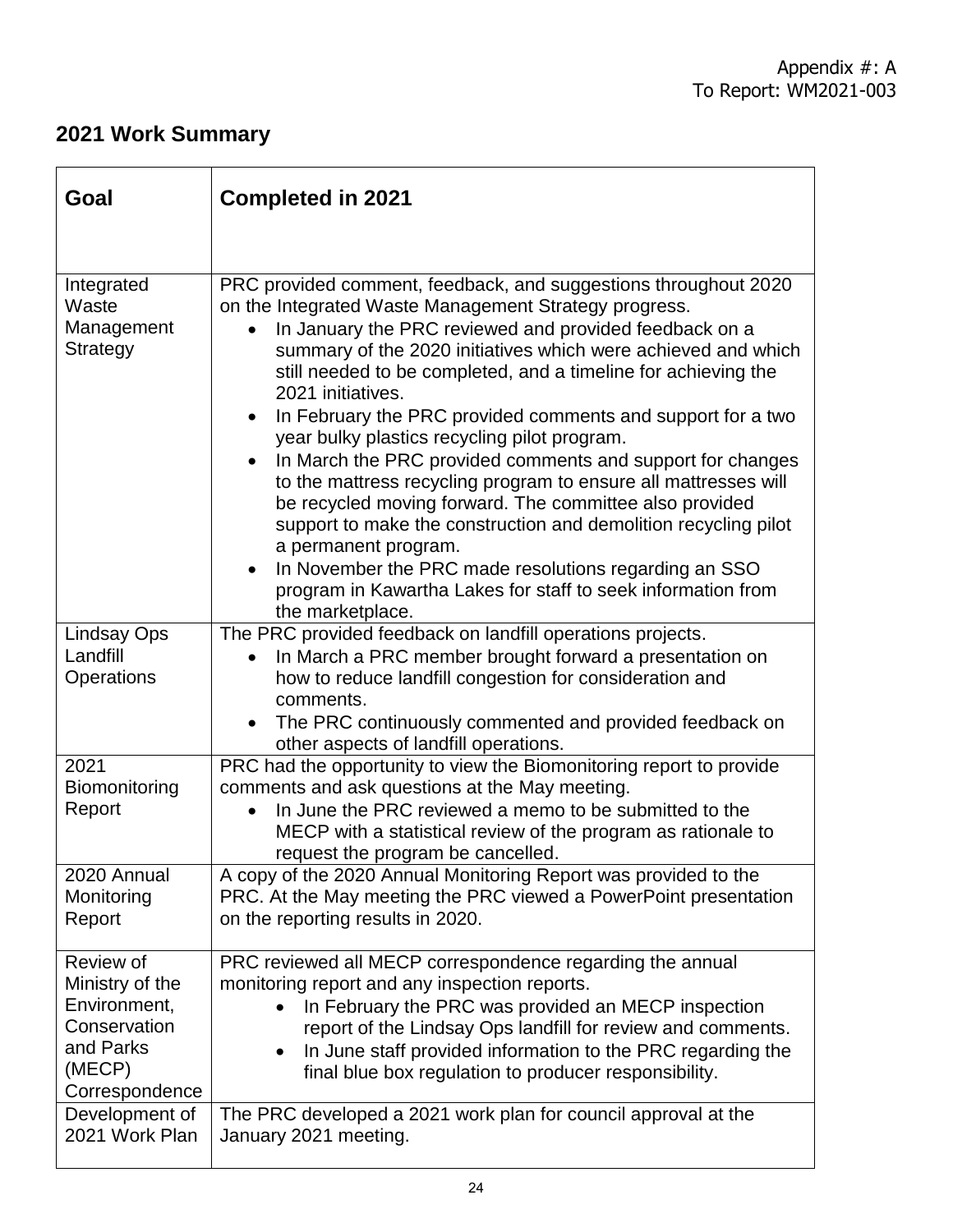Appendix #: A
To Report: WM2021-003

## 2021 Work Summary

| Goal | Completed in 2021 |
|---|---|
| Integrated Waste Management Strategy | PRC provided comment, feedback, and suggestions throughout 2020 on the Integrated Waste Management Strategy progress.<br>• In January the PRC reviewed and provided feedback on a summary of the 2020 initiatives which were achieved and which still needed to be completed, and a timeline for achieving the 2021 initiatives.<br>• In February the PRC provided comments and support for a two year bulky plastics recycling pilot program.<br>• In March the PRC provided comments and support for changes to the mattress recycling program to ensure all mattresses will be recycled moving forward. The committee also provided support to make the construction and demolition recycling pilot a permanent program.<br>• In November the PRC made resolutions regarding an SSO program in Kawartha Lakes for staff to seek information from the marketplace. |
| Lindsay Ops Landfill Operations | The PRC provided feedback on landfill operations projects.<br>• In March a PRC member brought forward a presentation on how to reduce landfill congestion for consideration and comments.<br>• The PRC continuously commented and provided feedback on other aspects of landfill operations. |
| 2021 Biomonitoring Report | PRC had the opportunity to view the Biomonitoring report to provide comments and ask questions at the May meeting.<br>• In June the PRC reviewed a memo to be submitted to the MECP with a statistical review of the program as rationale to request the program be cancelled. |
| 2020 Annual Monitoring Report | A copy of the 2020 Annual Monitoring Report was provided to the PRC. At the May meeting the PRC viewed a PowerPoint presentation on the reporting results in 2020. |
| Review of Ministry of the Environment, Conservation and Parks (MECP) Correspondence | PRC reviewed all MECP correspondence regarding the annual monitoring report and any inspection reports.<br>• In February the PRC was provided an MECP inspection report of the Lindsay Ops landfill for review and comments.<br>• In June staff provided information to the PRC regarding the final blue box regulation to producer responsibility. |
| Development of 2021 Work Plan | The PRC developed a 2021 work plan for council approval at the January 2021 meeting. |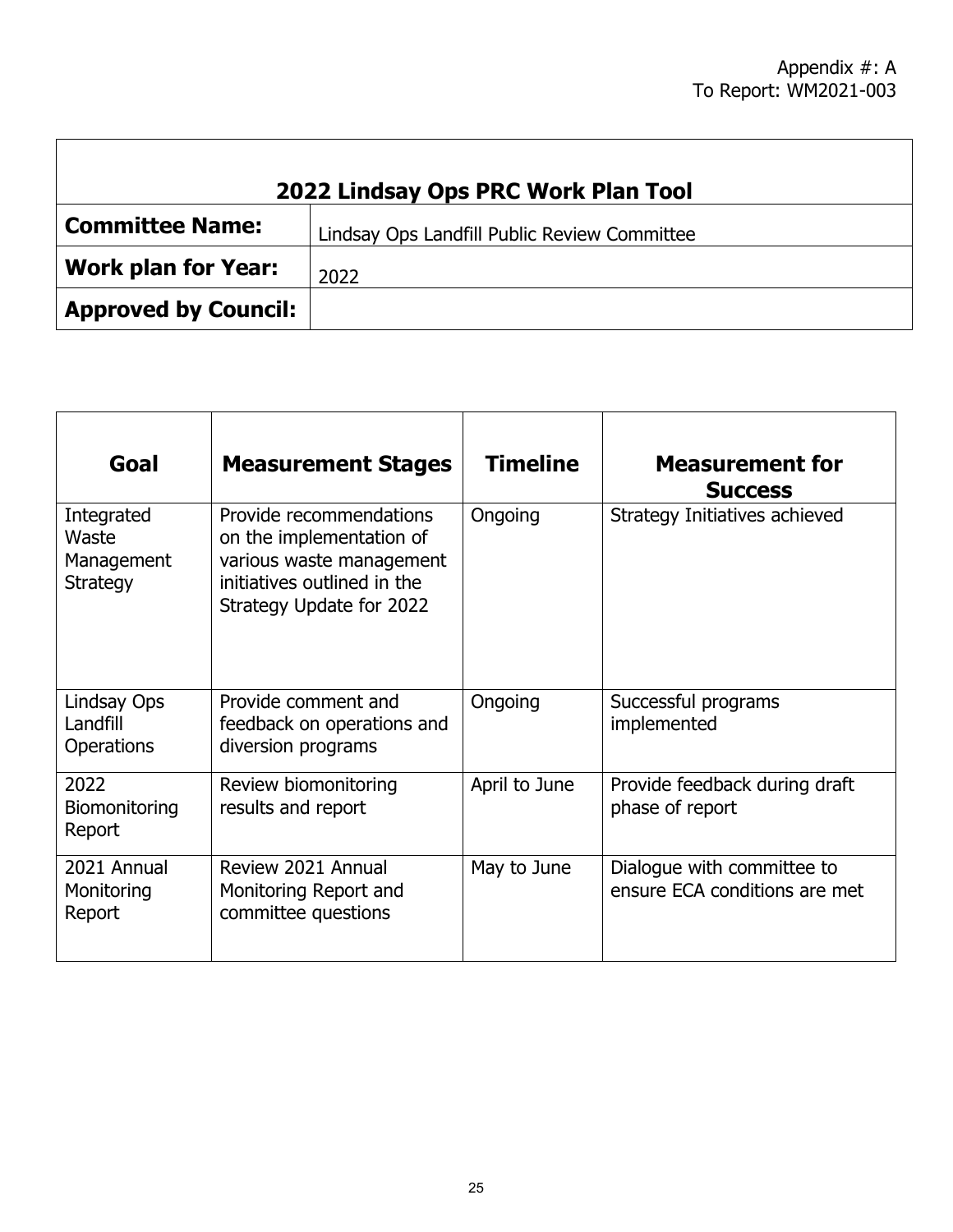Appendix #: A
To Report: WM2021-003

| 2022 Lindsay Ops PRC Work Plan Tool | |
|---|---|
| **Committee Name:** | Lindsay Ops Landfill Public Review Committee |
| **Work plan for Year:** | 2022 |
| **Approved by Council:** | |

| Goal | Measurement Stages | Timeline | Measurement for Success |
|---|---|---|---|
| Integrated Waste Management Strategy | Provide recommendations on the implementation of various waste management initiatives outlined in the Strategy Update for 2022 | Ongoing | Strategy Initiatives achieved |
| Lindsay Ops Landfill Operations | Provide comment and feedback on operations and diversion programs | Ongoing | Successful programs implemented |
| 2022 Biomonitoring Report | Review biomonitoring results and report | April to June | Provide feedback during draft phase of report |
| 2021 Annual Monitoring Report | Review 2021 Annual Monitoring Report and committee questions | May to June | Dialogue with committee to ensure ECA conditions are met |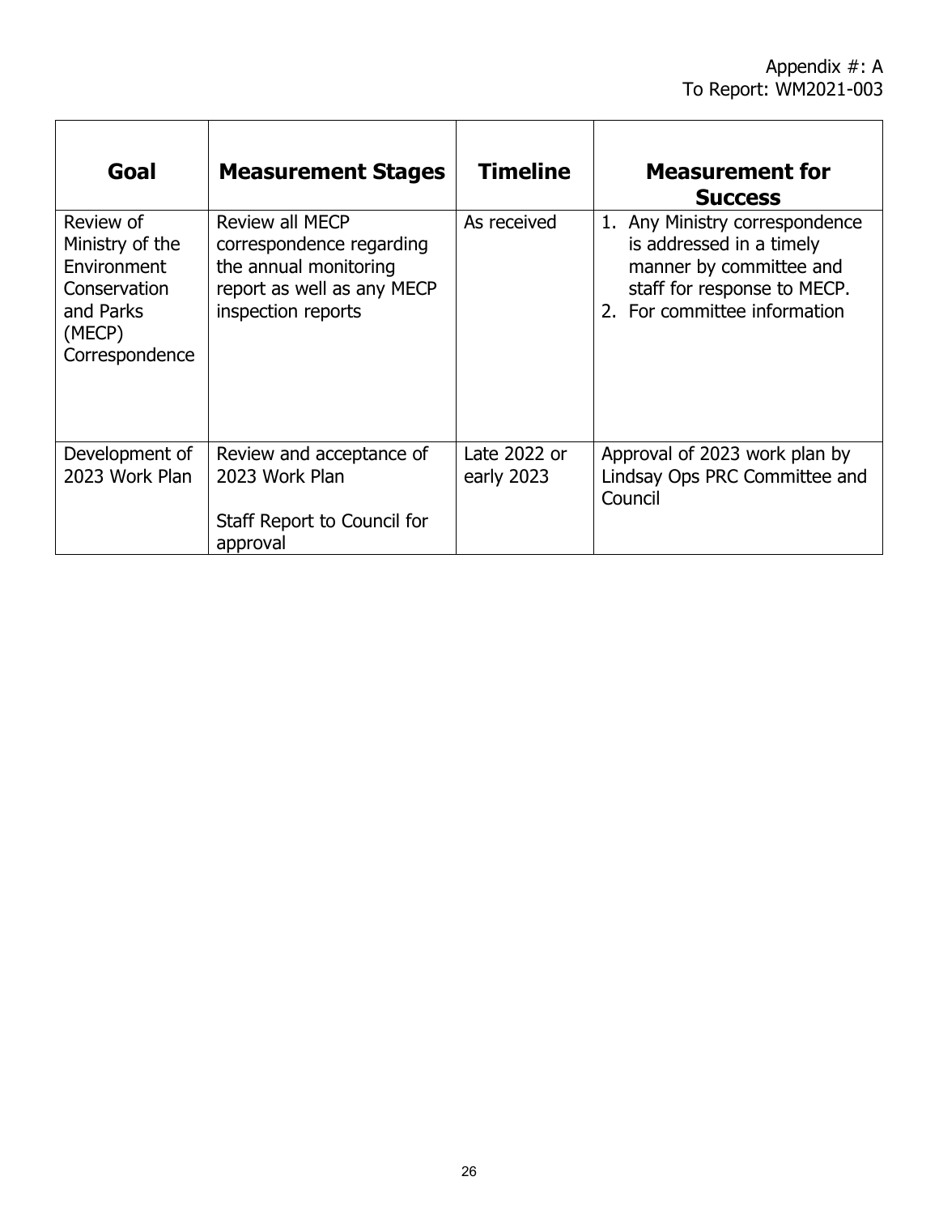Appendix #: A
To Report: WM2021-003

| Goal | Measurement Stages | Timeline | Measurement for Success |
| --- | --- | --- | --- |
| Review of Ministry of the Environment Conservation and Parks (MECP) Correspondence | Review all MECP correspondence regarding the annual monitoring report as well as any MECP inspection reports | As received | 1. Any Ministry correspondence is addressed in a timely manner by committee and staff for response to MECP.<br>2. For committee information |
| Development of 2023 Work Plan | Review and acceptance of 2023 Work Plan<br><br>Staff Report to Council for approval | Late 2022 or early 2023 | Approval of 2023 work plan by Lindsay Ops PRC Committee and Council |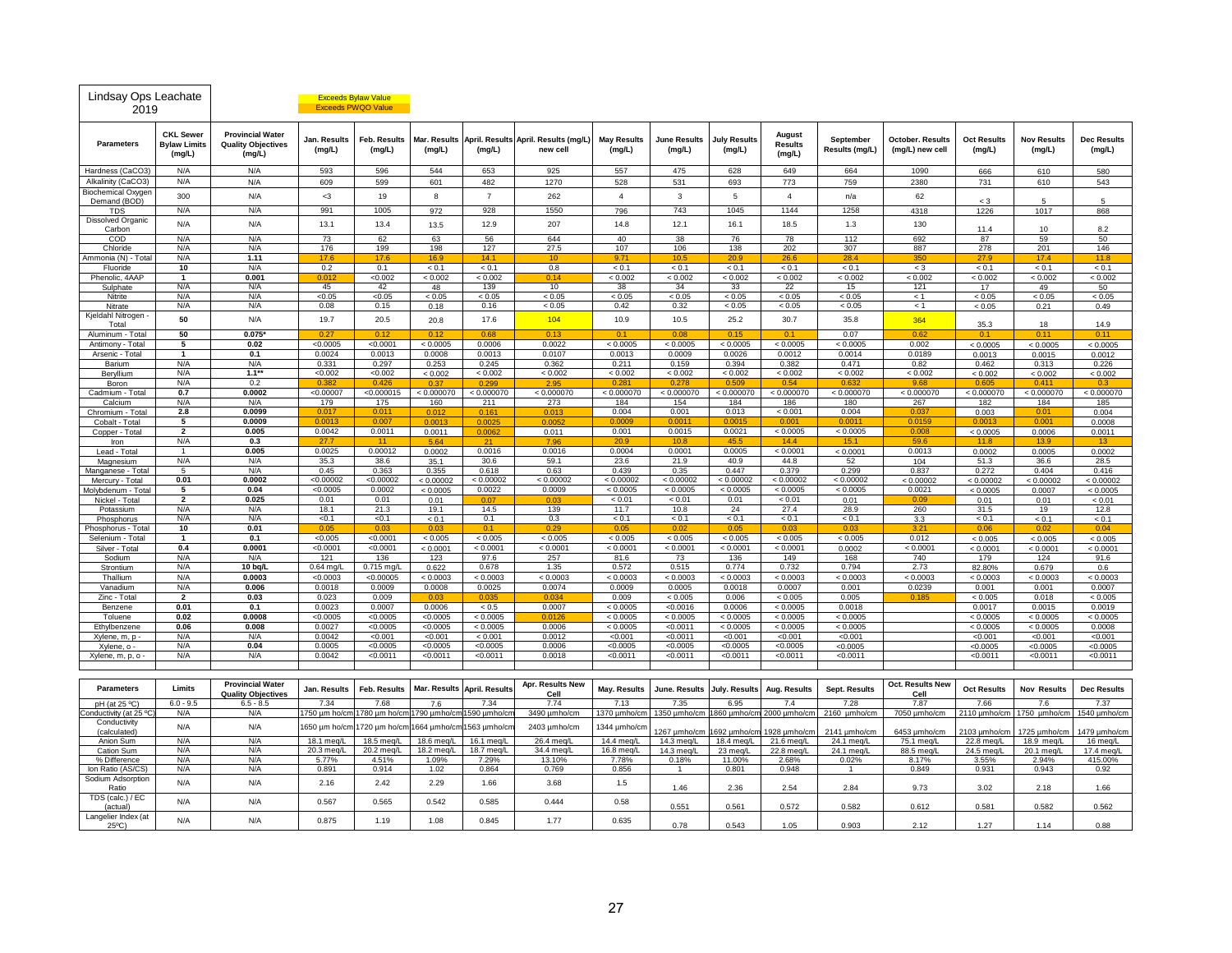# Lindsay Ops Leachate 2019

Exceeds Bylaw Value
Exceeds PWQO Value

| Parameters | CKL Sewer Bylaw Limits (mg/L) | Provincial Water Quality Objectives (mg/L) | Jan. Results (mg/L) | Feb. Results (mg/L) | Mar. Results (mg/L) | April. Results (mg/L) | April. Results (mg/L) new cell | May Results (mg/L) | June Results (mg/L) | July Results (mg/L) | August Results (mg/L) | September Results (mg/L) | October. Results (mg/L) new cell | Oct Results (mg/L) | Nov Results (mg/L) | Dec Results (mg/L) |
|---|---|---|---|---|---|---|---|---|---|---|---|---|---|---|---|---|
| Hardness (CaCO3) | N/A | N/A | 593 | 596 | 544 | 653 | 925 | 557 | 475 | 628 | 649 | 664 | 1090 | 666 | 610 | 580 |
| Alkalinity (CaCO3) | N/A | N/A | 609 | 599 | 601 | 482 | 1270 | 528 | 531 | 693 | 773 | 759 | 2380 | 731 | 610 | 543 |
| Biochemical Oxygen Demand (BOD) | 300 | N/A | <3 | 19 | 8 | 7 | 262 | 4 | 3 | 5 | 4 | n/a | 62 | < 3 | 5 | 5 |
| TDS | N/A | N/A | 991 | 1005 | 972 | 928 | 1550 | 796 | 743 | 1045 | 1144 | 1258 | 4318 | 1226 | 1017 | 868 |
| Dissolved Organic Carbon | N/A | N/A | 13.1 | 13.4 | 13.5 | 12.9 | 207 | 14.8 | 12.1 | 16.1 | 18.5 | 1.3 | 130 | 11.4 | 10 | 8.2 |
| COD | N/A | N/A | 73 | 62 | 63 | 56 | 644 | 40 | 38 | 76 | 78 | 112 | 692 | 87 | 59 | 50 |
| Chloride | N/A | N/A | 176 | 199 | 198 | 127 | 27.5 | 107 | 106 | 138 | 202 | 307 | 887 | 278 | 201 | 146 |
| Ammonia (N) - Total | N/A | 1.11 | 17.6 | 17.6 | 16.9 | 14.1 | 10 | 9.71 | 10.5 | 20.9 | 26.6 | 28.4 | 350 | 27.9 | 17.4 | 11.8 |
| Fluoride | 10 | N/A | 0.2 | 0.1 | < 0.1 | < 0.1 | 0.8 | < 0.1 | < 0.1 | < 0.1 | < 0.1 | < 0.1 | < 3 | < 0.1 | < 0.1 | < 0.1 |
| Phenolic, 4AAP | 1 | 0.001 | 0.012 | <0.002 | < 0.002 | < 0.002 | 0.14 | < 0.002 | < 0.002 | < 0.002 | < 0.002 | < 0.002 | < 0.002 | < 0.002 | < 0.002 | < 0.002 |
| Sulphate | N/A | N/A | 45 | 42 | 48 | 139 | 10 | 38 | 34 | 33 | 22 | 15 | 121 | 17 | 49 | 50 |
| Nitrite | N/A | N/A | <0.05 | <0.05 | < 0.05 | < 0.05 | < 0.05 | < 0.05 | < 0.05 | < 0.05 | < 0.05 | < 0.05 | < 1 | < 0.05 | < 0.05 | < 0.05 |
| Nitrate | N/A | N/A | 0.08 | 0.15 | 0.18 | 0.16 | < 0.05 | 0.42 | 0.32 | < 0.05 | < 0.05 | < 0.05 | < 1 | < 0.05 | 0.21 | 0.49 |
| Kjeldahl Nitrogen - Total | 50 | N/A | 19.7 | 20.5 | 20.8 | 17.6 | 104 | 10.9 | 10.5 | 25.2 | 30.7 | 35.8 | 364 | 35.3 | 18 | 14.9 |
| Aluminum - Total | 50 | 0.075* | 0.27 | 0.12 | 0.12 | 0.68 | 0.13 | 0.1 | 0.08 | 0.15 | 0.1 | 0.07 | 0.62 | 0.1 | 0.11 | 0.11 |
| Antimony - Total | 5 | 0.02 | <0.0005 | <0.0001 | < 0.0005 | 0.0006 | 0.0022 | < 0.0005 | < 0.0005 | < 0.0005 | < 0.0005 | < 0.0005 | 0.002 | < 0.0005 | < 0.0005 | < 0.0005 |
| Arsenic - Total | 1 | 0.1 | 0.0024 | 0.0013 | 0.0008 | 0.0013 | 0.0107 | 0.0013 | 0.0009 | 0.0026 | 0.0012 | 0.0014 | 0.0189 | 0.0013 | 0.0015 | 0.0012 |
| Barium | N/A | N/A | 0.331 | 0.297 | 0.253 | 0.245 | 0.362 | 0.211 | 0.159 | 0.394 | 0.382 | 0.471 | 0.82 | 0.462 | 0.313 | 0.226 |
| Beryllium | N/A | 1.1** | <0.002 | <0.002 | < 0.002 | < 0.002 | < 0.002 | < 0.002 | < 0.002 | < 0.002 | < 0.002 | < 0.002 | < 0.002 | < 0.002 | < 0.002 | < 0.002 |
| Boron | N/A | 0.2 | 0.382 | 0.426 | 0.37 | 0.299 | 2.95 | 0.281 | 0.278 | 0.509 | 0.54 | 0.632 | 9.68 | 0.605 | 0.411 | 0.3 |
| Cadmium - Total | 0.7 | 0.0002 | <0.00007 | <0.000015 | < 0.000070 | < 0.000070 | < 0.000070 | < 0.000070 | < 0.000070 | < 0.000070 | < 0.000070 | < 0.000070 | < 0.000070 | < 0.000070 | < 0.000070 | < 0.000070 |
| Calcium | N/A | N/A | 179 | 175 | 160 | 211 | 273 | 184 | 154 | 184 | 186 | 180 | 267 | 182 | 184 | 185 |
| Chromium - Total | 2.8 | 0.0099 | 0.017 | 0.011 | 0.012 | 0.161 | 0.013 | 0.004 | 0.001 | 0.013 | < 0.001 | 0.004 | 0.037 | 0.003 | 0.01 | 0.004 |
| Cobalt - Total | 5 | 0.0009 | 0.0013 | 0.007 | 0.0013 | 0.0025 | 0.0052 | 0.0009 | 0.0011 | 0.0015 | 0.001 | 0.0011 | 0.0159 | 0.0013 | 0.001 | 0.0008 |
| Copper - Total | 2 | 0.005 | 0.0042 | 0.0011 | 0.0011 | 0.0062 | 0.011 | 0.001 | 0.0015 | 0.0021 | < 0.0005 | < 0.0005 | 0.008 | < 0.0005 | 0.0006 | 0.0011 |
| Iron | N/A | 0.3 | 27.7 | 11 | 5.64 | 21 | 7.96 | 20.9 | 10.8 | 45.5 | 14.4 | 15.1 | 59.6 | 11.8 | 13.9 | 13 |
| Lead - Total | 1 | 0.005 | 0.0025 | 0.00012 | 0.0002 | 0.0016 | 0.0016 | 0.0004 | 0.0001 | 0.0005 | < 0.0001 | < 0.0001 | 0.0013 | 0.0002 | 0.0005 | 0.0002 |
| Magnesium | N/A | N/A | 35.3 | 38.6 | 35.1 | 30.6 | 59.1 | 23.6 | 21.9 | 40.9 | 44.8 | 52 | 104 | 51.3 | 36.6 | 28.5 |
| Manganese - Total | 5 | N/A | 0.45 | 0.363 | 0.355 | 0.618 | 0.63 | 0.439 | 0.35 | 0.447 | 0.379 | 0.299 | 0.837 | 0.272 | 0.404 | 0.416 |
| Mercury - Total | 0.01 | 0.0002 | <0.00002 | <0.00002 | < 0.00002 | < 0.00002 | < 0.00002 | < 0.00002 | < 0.00002 | < 0.00002 | < 0.00002 | < 0.00002 | < 0.00002 | < 0.00002 | < 0.00002 | < 0.00002 |
| Molybdenum - Total | 5 | 0.04 | <0.0005 | 0.0002 | < 0.0005 | 0.0022 | 0.0009 | < 0.0005 | < 0.0005 | < 0.0005 | < 0.0005 | < 0.0005 | 0.0021 | < 0.0005 | 0.0007 | < 0.0005 |
| Nickel - Total | 2 | 0.025 | 0.01 | 0.01 | 0.01 | 0.07 | 0.03 | < 0.01 | < 0.01 | 0.01 | < 0.01 | 0.01 | 0.09 | 0.01 | 0.01 | < 0.01 |
| Potassium | N/A | N/A | 18.1 | 21.3 | 19.1 | 14.5 | 139 | 11.7 | 10.8 | 24 | 27.4 | 28.9 | 260 | 31.5 | 19 | 12.8 |
| Phosphorus | N/A | N/A | <0.1 | <0.1 | < 0.1 | 0.1 | 0.3 | < 0.1 | < 0.1 | < 0.1 | < 0.1 | < 0.1 | 3.3 | < 0.1 | < 0.1 | < 0.1 |
| Phosphorus - Total | 10 | 0.01 | 0.05 | 0.03 | 0.03 | 0.1 | 0.29 | 0.05 | 0.02 | 0.05 | 0.03 | 0.03 | 3.21 | 0.06 | 0.02 | 0.04 |
| Selenium - Total | 1 | 0.1 | <0.005 | <0.0001 | < 0.005 | < 0.005 | < 0.005 | < 0.005 | < 0.005 | < 0.005 | < 0.005 | < 0.005 | 0.012 | < 0.005 | < 0.005 | < 0.005 |
| Silver - Total | 0.4 | 0.0001 | <0.0001 | <0.0001 | < 0.0001 | < 0.0001 | < 0.0001 | < 0.0001 | < 0.0001 | < 0.0001 | < 0.0001 | 0.0002 | < 0.0001 | < 0.0001 | < 0.0001 | < 0.0001 |
| Sodium | N/A | N/A | 121 | 136 | 123 | 97.6 | 257 | 81.6 | 73 | 136 | 149 | 168 | 740 | 179 | 124 | 91.6 |
| Strontium | N/A | 10 bq/L | 0.64 mg/L | 0.715 mg/L | 0.622 | 0.678 | 1.35 | 0.572 | 0.515 | 0.774 | 0.732 | 0.794 | 2.73 | 82.80% | 0.679 | 0.6 |
| Thallium | N/A | 0.0003 | <0.0003 | <0.00005 | < 0.0003 | < 0.0003 | < 0.0003 | < 0.0003 | < 0.0003 | < 0.0003 | < 0.0003 | < 0.0003 | < 0.0003 | < 0.0003 | < 0.0003 | < 0.0003 |
| Vanadium | N/A | 0.006 | 0.0018 | 0.0009 | 0.0008 | 0.0025 | 0.0074 | 0.0009 | 0.0005 | 0.0018 | 0.0007 | 0.001 | 0.0239 | 0.001 | 0.001 | 0.0007 |
| Zinc - Total | 2 | 0.03 | 0.023 | 0.009 | 0.03 | 0.035 | 0.034 | 0.009 | < 0.005 | 0.006 | < 0.005 | 0.005 | 0.185 | < 0.005 | 0.018 | < 0.005 |
| Benzene | 0.01 | 0.1 | 0.0023 | 0.0007 | 0.0006 | < 0.5 | 0.0007 | < 0.0005 | <0.0016 | 0.0006 | < 0.0005 | 0.0018 | | 0.0017 | 0.0015 | 0.0019 |
| Toluene | 0.02 | 0.0008 | <0.0005 | <0.0005 | <0.0005 | < 0.0005 | 0.0126 | < 0.0005 | < 0.0005 | < 0.0005 | < 0.0005 | < 0.0005 | | < 0.0005 | < 0.0005 | < 0.0005 |
| Ethylbenzene | 0.06 | 0.008 | 0.0027 | <0.0005 | <0.0005 | < 0.0005 | 0.0006 | < 0.0005 | <0.0011 | < 0.0005 | < 0.0005 | < 0.0005 | | < 0.0005 | < 0.0005 | 0.0008 |
| Xylene, m, p - | N/A | N/A | 0.0042 | <0.001 | <0.001 | < 0.001 | 0.0012 | <0.001 | <0.0011 | <0.001 | <0.001 | <0.001 | | <0.001 | <0.001 | <0.001 |
| Xylene, o - | N/A | 0.04 | 0.0005 | <0.0005 | <0.0005 | <0.0005 | 0.0006 | <0.0005 | <0.0005 | <0.0005 | <0.0005 | <0.0005 | | <0.0005 | <0.0005 | <0.0005 |
| Xylene, m, p, o - | N/A | N/A | 0.0042 | <0.0011 | <0.0011 | <0.0011 | 0.0018 | <0.0011 | <0.0011 | <0.0011 | <0.0011 | <0.0011 | | <0.0011 | <0.0011 | <0.0011 |

| Parameters | Limits | Provincial Water Quality Objectives | Jan. Results | Feb. Results | Mar. Results | April. Results | Apr. Results New Cell | May. Results | June. Results | July. Results | Aug. Results | Sept. Results | Oct. Results New Cell | Oct Results | Nov Results | Dec Results |
|---|---|---|---|---|---|---|---|---|---|---|---|---|---|---|---|---|
| pH (at 25 ºC) | 6.0 - 9.5 | 6.5 - 8.5 | 7.34 | 7.68 | 7.6 | 7.34 | 7.74 | 7.13 | 7.35 | 6.95 | 7.4 | 7.28 | 7.87 | 7.66 | 7.6 | 7.37 |
| Conductivity (at 25 ºC) | N/A | N/A | 1750 µm ho/cm | 1780 µm ho/cm | 1790 µmho/cm | 1590 µmho/cm | 3490 µmho/cm | 1370 µmho/cm | 1350 µmho/cm | 1860 µmho/cm | 2000 µmho/cm | 2160 µmho/cm | 7050 µmho/cm | 2110 µmho/cm | 1750 µmho/cm | 1540 µmho/cm |
| Conductivity (calculated) | N/A | N/A | 1650 µm ho/cm | 1720 µm ho/cm | 1664 µmho/cm | 1563 µmho/cm | 2403 µmho/cm | 1344 µmho/cm | 1267 µmho/cm | 1692 µmho/cm | 1928 µmho/cm | 2141 µmho/cm | 6453 µmho/cm | 2103 µmho/cm | 1725 µmho/cm | 1479 µmho/cm |
| Anion Sum | N/A | N/A | 18.1 meq/L | 18.5 meq/L | 18.6 meq/L | 16.1 meq/L | 26.4 meq/L | 14.4 meq/L | 14.3 meq/L | 18.4 meq/L | 21.6 meq/L | 24.1 meq/L | 75.1 meq/L | 22.8 meq/L | 18.9 meq/L | 16 meq/L |
| Cation Sum | N/A | N/A | 20.3 meq/L | 20.2 meq/L | 18.2 meq/L | 18.7 meq/L | 34.4 meq/L | 16.8 meq/L | 14.3 meq/L | 23 meq/L | 22.8 meq/L | 24.1 meq/L | 88.5 meq/L | 24.5 meq/L | 20.1 meq/L | 17.4 meq/L |
| % Difference | N/A | N/A | 5.77% | 4.51% | 1.09% | 7.29% | 13.10% | 7.78% | 0.18% | 11.00% | 2.68% | 0.02% | 8.17% | 3.55% | 2.94% | 415.00% |
| Ion Ratio (AS/CS) | N/A | N/A | 0.891 | 0.914 | 1.02 | 0.864 | 0.769 | 0.856 | 1 | 0.801 | 0.948 | 1 | 0.849 | 0.931 | 0.943 | 0.92 |
| Sodium Adsorption Ratio | N/A | N/A | 2.16 | 2.42 | 2.29 | 1.66 | 3.68 | 1.5 | 1.46 | 2.36 | 2.54 | 2.84 | 9.73 | 3.02 | 2.18 | 1.66 |
| TDS (calc.) / EC (actual) | N/A | N/A | 0.567 | 0.565 | 0.542 | 0.585 | 0.444 | 0.58 | 0.551 | 0.561 | 0.572 | 0.582 | 0.612 | 0.581 | 0.582 | 0.562 |
| Langelier Index (at 25ºC) | N/A | N/A | 0.875 | 1.19 | 1.08 | 0.845 | 1.77 | 0.635 | 0.78 | 0.543 | 1.05 | 0.903 | 2.12 | 1.27 | 1.14 | 0.88 |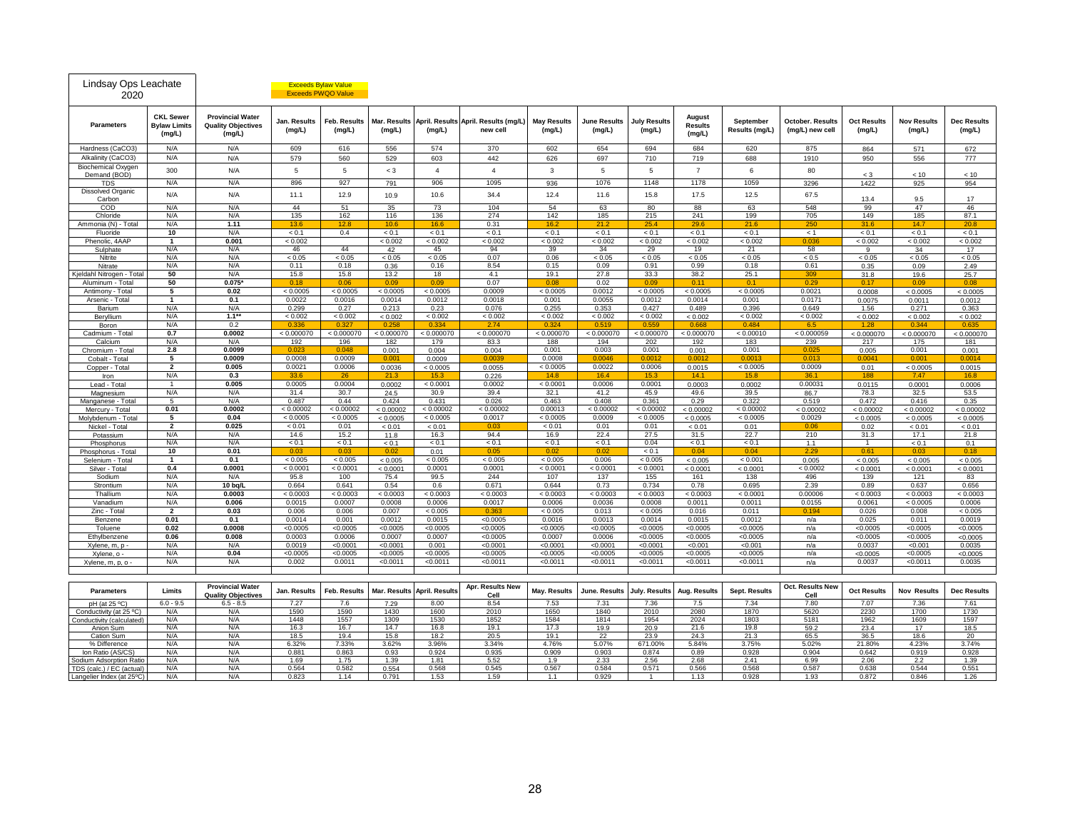# Lindsay Ops Leachate 2020

Exceeds Bylaw Value
Exceeds PWQO Value

| Parameters | CKL Sewer Bylaw Limits (mg/L) | Provincial Water Quality Objectives (mg/L) | Jan. Results (mg/L) | Feb. Results (mg/L) | Mar. Results (mg/L) | April. Results (mg/L) | April. Results (mg/L) new cell | May Results (mg/L) | June Results (mg/L) | July Results (mg/L) | August Results (mg/L) | September Results (mg/L) | October. Results (mg/L) new cell | Oct Results (mg/L) | Nov Results (mg/L) | Dec Results (mg/L) |
|---|---|---|---|---|---|---|---|---|---|---|---|---|---|---|---|---|
| Hardness (CaCO3) | N/A | N/A | 609 | 616 | 556 | 574 | 370 | 602 | 654 | 694 | 684 | 620 | 875 | 864 | 571 | 672 |
| Alkalinity (CaCO3) | N/A | N/A | 579 | 560 | 529 | 603 | 442 | 626 | 697 | 710 | 719 | 688 | 1910 | 950 | 556 | 777 |
| Biochemical Oxygen Demand (BOD) | 300 | N/A | 5 | 5 | < 3 | 4 | 4 | 3 | 5 | 5 | 7 | 6 | 80 | < 3 | < 10 | < 10 |
| TDS | N/A | N/A | 896 | 927 | 791 | 906 | 1095 | 936 | 1076 | 1148 | 1178 | 1059 | 3296 | 1422 | 925 | 954 |
| Dissolved Organic Carbon | N/A | N/A | 11.1 | 12.9 | 10.9 | 10.6 | 34.4 | 12.4 | 11.6 | 15.8 | 17.5 | 12.5 | 67.5 | 13.4 | 9.5 | 17 |
| COD | N/A | N/A | 44 | 51 | 35 | 73 | 104 | 54 | 63 | 80 | 88 | 63 | 548 | 99 | 47 | 46 |
| Chloride | N/A | N/A | 135 | 162 | 116 | 136 | 274 | 142 | 185 | 215 | 241 | 199 | 705 | 149 | 185 | 87.1 |
| Ammonia (N) - Total | N/A | 1.11 | 13.6 | 12.8 | 10.6 | 16.6 | 0.31 | 16.2 | 21.2 | 25.4 | 29.6 | 21.6 | 250 | 31.6 | 14.7 | 20.8 |
| Fluoride | 10 | N/A | < 0.1 | 0.4 | < 0.1 | < 0.1 | < 0.1 | < 0.1 | < 0.1 | < 0.1 | < 0.1 | < 0.1 | < 1 | < 0.1 | < 0.1 | < 0.1 |
| Phenolic, 4AAP | 1 | 0.001 | < 0.002 | | < 0.002 | < 0.002 | < 0.002 | < 0.002 | < 0.002 | < 0.002 | < 0.002 | < 0.002 | 0.036 | < 0.002 | < 0.002 | < 0.002 |
| Sulphate | N/A | N/A | 46 | 44 | 42 | 45 | 94 | 39 | 34 | 29 | 19 | 21 | 58 | 9 | 34 | 17 |
| Nitrite | N/A | N/A | < 0.05 | < 0.05 | < 0.05 | < 0.05 | 0.07 | 0.06 | < 0.05 | < 0.05 | < 0.05 | < 0.05 | < 0.5 | < 0.05 | < 0.05 | < 0.05 |
| Nitrate | N/A | N/A | 0.11 | 0.18 | 0.36 | 0.16 | 8.54 | 0.15 | 0.09 | 0.91 | 0.99 | 0.18 | 0.61 | 0.35 | 0.09 | 2.49 |
| Kjeldahl Nitrogen - Total | 50 | N/A | 15.8 | 15.8 | 13.2 | 18 | 4.1 | 19.1 | 27.8 | 33.3 | 38.2 | 25.1 | 309 | 31.8 | 19.6 | 25.7 |
| Aluminum - Total | 50 | 0.075* | 0.18 | 0.06 | 0.09 | 0.09 | 0.07 | 0.08 | 0.02 | 0.09 | 0.11 | 0.1 | 0.29 | 0.17 | 0.09 | 0.08 |
| Antimony - Total | 5 | 0.02 | < 0.0005 | < 0.0005 | < 0.0005 | < 0.0005 | 0.0009 | < 0.0005 | 0.0012 | < 0.0005 | < 0.0005 | < 0.0005 | 0.0021 | 0.0008 | < 0.0005 | < 0.0005 |
| Arsenic - Total | 1 | 0.1 | 0.0022 | 0.0016 | 0.0014 | 0.0012 | 0.0018 | 0.001 | 0.0055 | 0.0012 | 0.0014 | 0.001 | 0.0171 | 0.0075 | 0.0011 | 0.0012 |
| Barium | N/A | N/A | 0.299 | 0.27 | 0.213 | 0.23 | 0.076 | 0.255 | 0.353 | 0.427 | 0.489 | 0.396 | 0.649 | 1.56 | 0.271 | 0.363 |
| Beryllium | N/A | 1.1** | < 0.002 | < 0.002 | < 0.002 | < 0.002 | < 0.002 | < 0.002 | < 0.002 | < 0.002 | < 0.002 | < 0.002 | < 0.002 | < 0.002 | < 0.002 | < 0.002 |
| Boron | N/A | 0.2 | 0.336 | 0.327 | 0.258 | 0.334 | 2.74 | 0.324 | 0.519 | 0.559 | 0.668 | 0.484 | 6.5 | 1.28 | 0.344 | 0.635 |
| Cadmium - Total | 0.7 | 0.0002 | < 0.000070 | < 0.000070 | < 0.000070 | < 0.000070 | < 0.000070 | < 0.000070 | < 0.000070 | < 0.000070 | < 0.000070 | < 0.00010 | < 0.000059 | < 0.000070 | < 0.000070 | < 0.000070 |
| Calcium | N/A | N/A | 192 | 196 | 182 | 179 | 83.3 | 188 | 194 | 202 | 192 | 183 | 239 | 217 | 175 | 181 |
| Chromium - Total | 2.8 | 0.0099 | 0.023 | 0.048 | 0.001 | 0.004 | 0.004 | 0.001 | 0.003 | 0.001 | 0.001 | 0.001 | 0.025 | 0.005 | 0.001 | 0.001 |
| Cobalt - Total | 5 | 0.0009 | 0.0008 | 0.0009 | 0.001 | 0.0009 | 0.0039 | 0.0008 | 0.0046 | 0.0012 | 0.0012 | 0.0013 | 0.013 | 0.0041 | 0.001 | 0.0014 |
| Copper - Total | 2 | 0.005 | 0.0021 | 0.0006 | 0.0036 | < 0.0005 | 0.0055 | < 0.0005 | 0.0022 | 0.0006 | 0.0015 | < 0.0005 | 0.0009 | 0.01 | < 0.0005 | 0.0015 |
| Iron | N/A | 0.3 | 33.6 | 26 | 21.3 | 15.3 | 0.226 | 14.8 | 16.4 | 15.3 | 14.1 | 15.8 | 36.1 | 188 | 7.47 | 16.8 |
| Lead - Total | 1 | 0.005 | 0.0005 | 0.0004 | 0.0002 | < 0.0001 | 0.0002 | < 0.0001 | 0.0006 | 0.0001 | 0.0003 | 0.0002 | 0.00031 | 0.0115 | 0.0001 | 0.0006 |
| Magnesium | N/A | N/A | 31.4 | 30.7 | 24.5 | 30.9 | 39.4 | 32.1 | 41.2 | 45.9 | 49.6 | 39.5 | 86.7 | 78.3 | 32.5 | 53.5 |
| Manganese - Total | 5 | N/A | 0.487 | 0.44 | 0.424 | 0.431 | 0.026 | 0.463 | 0.408 | 0.361 | 0.29 | 0.322 | 0.519 | 0.472 | 0.416 | 0.35 |
| Mercury - Total | 0.01 | 0.0002 | < 0.00002 | < 0.00002 | < 0.00002 | < 0.00002 | < 0.00002 | 0.00013 | < 0.00002 | < 0.00002 | < 0.00002 | < 0.00002 | < 0.00002 | < 0.00002 | < 0.00002 | < 0.00002 |
| Molybdenum - Total | 5 | 0.04 | < 0.0005 | < 0.0005 | < 0.0005 | < 0.0005 | 0.0017 | < 0.0005 | 0.0009 | < 0.0005 | < 0.0005 | < 0.0005 | 0.0029 | < 0.0005 | < 0.0005 | < 0.0005 |
| Nickel - Total | 2 | 0.025 | < 0.01 | 0.01 | < 0.01 | < 0.01 | 0.03 | < 0.01 | 0.01 | 0.01 | < 0.01 | 0.01 | 0.06 | 0.02 | < 0.01 | < 0.01 |
| Potassium | N/A | N/A | 14.6 | 15.2 | 11.8 | 16.3 | 94.4 | 16.9 | 22.4 | 27.5 | 31.5 | 22.7 | 210 | 31.3 | 17.1 | 21.8 |
| Phosphorus | N/A | N/A | < 0.1 | < 0.1 | < 0.1 | < 0.1 | < 0.1 | < 0.1 | < 0.1 | 0.04 | < 0.1 | < 0.1 | 1.1 | 1 | < 0.1 | 0.1 |
| Phosphorus - Total | 10 | 0.01 | 0.03 | 0.03 | 0.02 | 0.01 | 0.05 | 0.02 | 0.02 | < 0.1 | 0.04 | 0.04 | 2.29 | 0.61 | 0.03 | 0.18 |
| Selenium - Total | 1 | 0.1 | < 0.005 | < 0.005 | < 0.005 | < 0.005 | < 0.005 | < 0.005 | 0.006 | < 0.005 | < 0.005 | < 0.001 | 0.005 | < 0.005 | < 0.005 | < 0.005 |
| Silver - Total | 0.4 | 0.0001 | < 0.0001 | < 0.0001 | < 0.0001 | 0.0001 | 0.0001 | < 0.0001 | < 0.0001 | < 0.0001 | < 0.0001 | < 0.0001 | < 0.0002 | < 0.0001 | < 0.0001 | < 0.0001 |
| Sodium | N/A | N/A | 95.8 | 100 | 75.4 | 99.5 | 244 | 107 | 137 | 155 | 161 | 138 | 496 | 139 | 121 | 83 |
| Strontium | N/A | 10 bq/L | 0.664 | 0.641 | 0.54 | 0.6 | 0.671 | 0.644 | 0.73 | 0.734 | 0.78 | 0.695 | 2.39 | 0.89 | 0.637 | 0.656 |
| Thallium | N/A | 0.0003 | < 0.0003 | < 0.0003 | < 0.0003 | < 0.0003 | < 0.0003 | < 0.0003 | < 0.0003 | < 0.0003 | < 0.0003 | < 0.0001 | 0.00006 | < 0.0003 | < 0.0003 | < 0.0003 |
| Vanadium | N/A | 0.006 | 0.0015 | 0.0007 | 0.0008 | 0.0006 | 0.0017 | 0.0006 | 0.0036 | 0.0008 | 0.0011 | 0.0011 | 0.0155 | 0.0061 | < 0.0005 | 0.0006 |
| Zinc - Total | 2 | 0.03 | 0.006 | 0.006 | 0.007 | < 0.005 | 0.363 | < 0.005 | 0.013 | < 0.005 | 0.016 | 0.011 | 0.194 | 0.026 | 0.008 | < 0.005 |
| Benzene | 0.01 | 0.1 | 0.0014 | 0.001 | 0.0012 | 0.0015 | <0.0005 | 0.0016 | 0.0013 | 0.0014 | 0.0015 | 0.0012 | n/a | 0.025 | 0.011 | 0.0019 |
| Toluene | 0.02 | 0.0008 | <0.0005 | <0.0005 | <0.0005 | <0.0005 | <0.0005 | <0.0005 | <0.0005 | <0.0005 | <0.0005 | <0.0005 | n/a | <0.0005 | <0.0005 | <0.0005 |
| Ethylbenzene | 0.06 | 0.008 | 0.0003 | 0.0006 | 0.0007 | 0.0007 | <0.0005 | 0.0007 | 0.0006 | <0.0005 | <0.0005 | <0.0005 | n/a | <0.0005 | <0.0005 | <0.0005 |
| Xylene, m, p - | N/A | N/A | 0.0019 | <0.0001 | <0.0001 | 0.001 | <0.0001 | <0.0001 | <0.0001 | <0.0001 | <0.001 | <0.001 | n/a | 0.0037 | <0.001 | 0.0035 |
| Xylene, o - | N/A | 0.04 | <0.0005 | <0.0005 | <0.0005 | <0.0005 | <0.0005 | <0.0005 | <0.0005 | <0.0005 | <0.0005 | <0.0005 | n/a | <0.0005 | <0.0005 | <0.0005 |
| Xylene, m, p, o - | N/A | N/A | 0.002 | 0.0011 | <0.0011 | <0.0011 | <0.0011 | <0.0011 | <0.0011 | <0.0011 | <0.0011 | <0.0011 | n/a | 0.0037 | <0.0011 | 0.0035 |

| Parameters | Limits | Provincial Water Quality Objectives | Jan. Results | Feb. Results | Mar. Results | April. Results | Apr. Results New Cell | May. Results | June. Results | July. Results | Aug. Results | Sept. Results | Oct. Results New Cell | Oct Results | Nov Results | Dec Results |
|---|---|---|---|---|---|---|---|---|---|---|---|---|---|---|---|---|
| pH (at 25 ºC) | 6.5 - 9.5 | 6.5 - 8.5 | 7.27 | 7.6 | 7.29 | 8.00 | 8.54 | 7.53 | 7.31 | 7.36 | 7.5 | 7.34 | 7.80 | 7.07 | 7.36 | 7.61 |
| Conductivity (at 25 ºC) | N/A | N/A | 1590 | 1590 | 1430 | 1600 | 2010 | 1650 | 1840 | 2010 | 2080 | 1870 | 5620 | 2230 | 1700 | 1730 |
| Conductivity (calculated) | N/A | N/A | 1448 | 1557 | 1309 | 1530 | 1852 | 1584 | 1814 | 1954 | 2024 | 1803 | 5181 | 1962 | 1609 | 1597 |
| Anion Sum | N/A | N/A | 16.3 | 16.7 | 14.7 | 16.8 | 19.1 | 17.3 | 19.9 | 20.9 | 21.6 | 19.8 | 59.2 | 23.4 | 17 | 18.5 |
| Cation Sum | N/A | N/A | 18.5 | 19.4 | 15.8 | 18.2 | 20.5 | 19.1 | 22 | 23.9 | 24.3 | 21.3 | 65.5 | 36.5 | 18.6 | 20 |
| % Difference | N/A | N/A | 6.32% | 7.33% | 3.62% | 3.96% | 3.34% | 4.76% | 5.07% | 671.00% | 5.84% | 3.75% | 5.02% | 21.80% | 4.23% | 3.74% |
| Ion Ratio (AS/CS) | N/A | N/A | 0.881 | 0.863 | 0.93 | 0.924 | 0.935 | 0.909 | 0.903 | 0.874 | 0.89 | 0.928 | 0.904 | 0.642 | 0.919 | 0.928 |
| Sodium Adsorption Ratio | N/A | N/A | 1.69 | 1.75 | 1.39 | 1.81 | 5.52 | 1.9 | 2.33 | 2.56 | 2.68 | 2.41 | 6.99 | 2.06 | 2.2 | 1.39 |
| TDS (calc.) / EC (actual) | N/A | N/A | 0.564 | 0.582 | 0.554 | 0.568 | 0.545 | 0.567 | 0.584 | 0.571 | 0.566 | 0.568 | 0.587 | 0.638 | 0.544 | 0.551 |
| Langelier Index (at 25ºC) | N/A | N/A | 0.823 | 1.14 | 0.791 | 1.53 | 1.59 | 1.1 | 0.929 | 1 | 1.13 | 0.928 | 1.93 | 0.872 | 0.846 | 1.26 |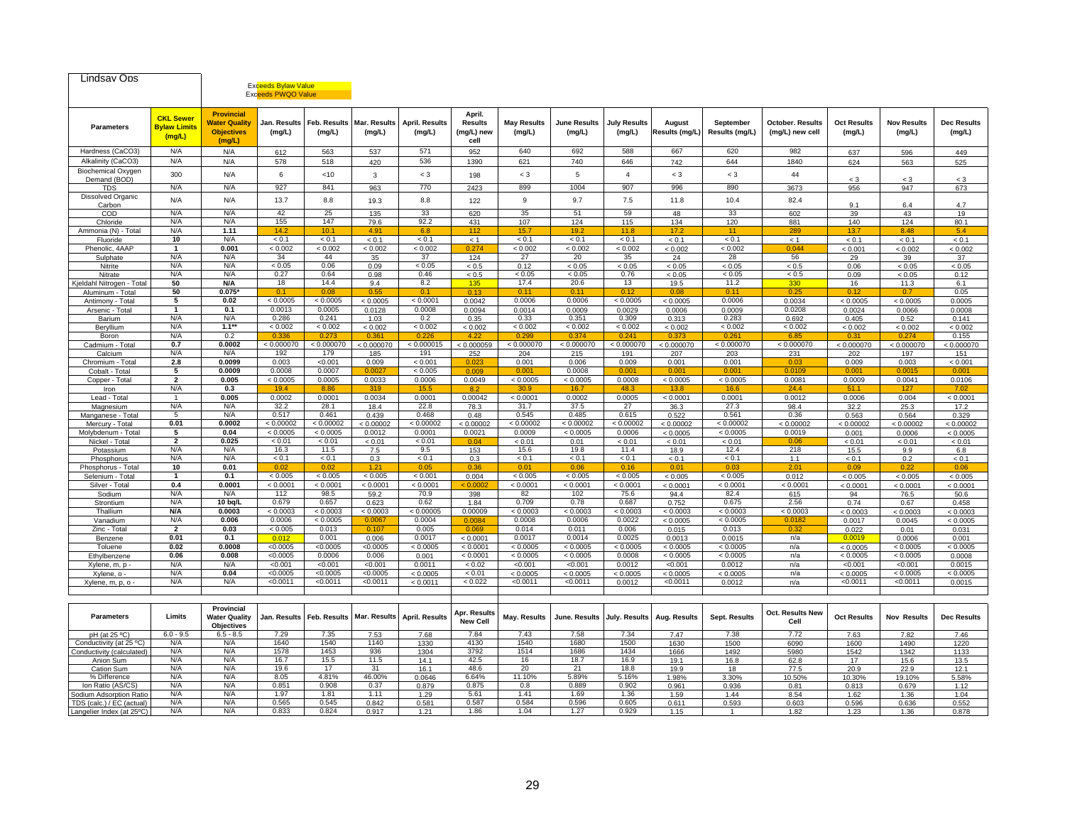Lindsay Ops

Exceeds Bylaw Value
Exceeds PWQO Value

| Parameters | CKL Sewer Bylaw Limits (mg/L) | Provincial Water Quality Objectives (mg/L) | Jan. Results (mg/L) | Feb. Results (mg/L) | Mar. Results (mg/L) | April. Results (mg/L) | April. Results (mg/L) new cell | May Results (mg/L) | June Results (mg/L) | July Results (mg/L) | August Results (mg/L) | September Results (mg/L) | October. Results (mg/L) new cell | Oct Results (mg/L) | Nov Results (mg/L) | Dec Results (mg/L) |
|---|---|---|---|---|---|---|---|---|---|---|---|---|---|---|---|---|
| Hardness (CaCO3) | N/A | N/A | 612 | 563 | 537 | 571 | 952 | 640 | 692 | 588 | 667 | 620 | 982 | 637 | 596 | 449 |
| Alkalinity (CaCO3) | N/A | N/A | 578 | 518 | 420 | 536 | 1390 | 621 | 740 | 646 | 742 | 644 | 1840 | 624 | 563 | 525 |
| Biochemical Oxygen Demand (BOD) | 300 | N/A | 6 | <10 | 3 | < 3 | 198 | < 3 | 5 | 4 | < 3 | < 3 | 44 | < 3 | < 3 | < 3 |
| TDS | N/A | N/A | 927 | 841 | 963 | 770 | 2423 | 899 | 1004 | 907 | 996 | 890 | 3673 | 956 | 947 | 673 |
| Dissolved Organic Carbon | N/A | N/A | 13.7 | 8.8 | 19.3 | 8.8 | 122 | 9 | 9.7 | 7.5 | 11.8 | 10.4 | 82.4 | 9.1 | 6.4 | 4.7 |
| COD | N/A | N/A | 42 | 25 | 135 | 33 | 620 | 35 | 51 | 59 | 48 | 33 | 602 | 39 | 43 | 19 |
| Chloride | N/A | N/A | 155 | 147 | 79.6 | 92.2 | 431 | 107 | 124 | 115 | 134 | 120 | 881 | 140 | 124 | 80.1 |
| Ammonia (N) - Total | N/A | 1.11 | 14.2 | 10.1 | 4.91 | 6.8 | 112 | 15.7 | 19.2 | 11.8 | 17.2 | 11 | 289 | 13.7 | 8.48 | 5.4 |
| Fluoride | 10 | N/A | < 0.1 | < 0.1 | < 0.1 | < 0.1 | < 1 | < 0.1 | < 0.1 | < 0.1 | < 0.1 | < 0.1 | < 0.1 | < 0.1 | < 0.1 | < 0.1 |
| Phenolic, 4AAP | 1 | 0.001 | < 0.002 | < 0.002 | < 0.002 | < 0.002 | 0.274 | < 0.002 | < 0.002 | < 0.002 | < 0.002 | < 0.002 | 0.044 | < 0.001 | < 0.002 | < 0.002 |
| Sulphate | N/A | N/A | 34 | 44 | 35 | 37 | 124 | 27 | 20 | 35 | 24 | 28 | 56 | 29 | 39 | 37 |
| Nitrite | N/A | N/A | < 0.05 | 0.06 | 0.09 | < 0.05 | < 0.5 | 0.12 | < 0.05 | < 0.05 | < 0.05 | < 0.05 | < 0.5 | 0.06 | < 0.05 | < 0.05 |
| Nitrate | N/A | N/A | 0.27 | 0.64 | 0.98 | 0.46 | < 0.5 | < 0.05 | < 0.05 | 0.76 | < 0.05 | < 0.05 | < 0.5 | 0.09 | < 0.05 | 0.12 |
| Kjeldahl Nitrogen - Total | 50 | N/A | 18 | 14.4 | 9.4 | 8.2 | 135 | 17.4 | 20.6 | 13 | 19.5 | 11.2 | 330 | 16 | 11.3 | 6.1 |
| Aluminum - Total | 50 | 0.075* | 0.1 | 0.08 | 0.55 | 0.1 | 0.13 | 0.11 | 0.11 | 0.12 | 0.08 | 0.11 | 0.25 | 0.12 | 0.7 | 0.05 |
| Antimony - Total | 5 | 0.02 | < 0.0005 | < 0.0005 | < 0.0005 | < 0.0001 | 0.0042 | 0.0006 | 0.0006 | < 0.0005 | < 0.0005 | 0.0006 | 0.0034 | < 0.0005 | < 0.0005 | 0.0005 |
| Arsenic - Total | 1 | 0.1 | 0.0013 | 0.0005 | 0.0128 | 0.0008 | 0.0094 | 0.0014 | 0.0009 | 0.0029 | 0.0006 | 0.0009 | 0.0208 | 0.0024 | 0.0066 | 0.0008 |
| Barium | N/A | N/A | 0.286 | 0.241 | 1.03 | 0.2 | 0.35 | 0.33 | 0.351 | 0.309 | 0.313 | 0.283 | 0.692 | 0.405 | 0.52 | 0.141 |
| Beryllium | N/A | 1.1** | < 0.002 | < 0.002 | < 0.002 | < 0.002 | < 0.002 | < 0.002 | < 0.002 | < 0.002 | < 0.002 | < 0.002 | < 0.002 | < 0.002 | < 0.002 | < 0.002 |
| Boron | N/A | 0.2 | 0.336 | 0.273 | 0.361 | 0.226 | 4.22 | 0.299 | 0.374 | 0.241 | 0.373 | 0.261 | 6.85 | 0.31 | 0.274 | 0.155 |
| Cadmium - Total | 0.7 | 0.0002 | < 0.000070 | < 0.000070 | < 0.000070 | < 0.000015 | < 0.000059 | < 0.000070 | < 0.000070 | < 0.000070 | < 0.000070 | < 0.000070 | < 0.000070 | < 0.000070 | < 0.000070 | < 0.000070 |
| Calcium | N/A | N/A | 192 | 179 | 185 | 191 | 252 | 204 | 215 | 191 | 207 | 203 | 231 | 202 | 197 | 151 |
| Chromium - Total | 2.8 | 0.0099 | 0.003 | <0.001 | 0.009 | < 0.001 | 0.023 | 0.001 | 0.006 | 0.009 | 0.001 | 0.001 | 0.03 | 0.009 | 0.003 | < 0.001 |
| Cobalt - Total | 5 | 0.0009 | 0.0008 | 0.0007 | 0.0027 | < 0.005 | 0.009 | 0.001 | 0.0008 | 0.001 | 0.001 | 0.001 | 0.0109 | 0.001 | 0.0015 | 0.001 |
| Copper - Total | 2 | 0.005 | < 0.0005 | 0.0005 | 0.0033 | 0.0006 | 0.0049 | < 0.0005 | < 0.0005 | 0.0008 | < 0.0005 | < 0.0005 | 0.0081 | 0.0009 | 0.0041 | 0.0106 |
| Iron | N/A | 0.3 | 19.4 | 8.86 | 319 | 15.5 | 8.2 | 30.9 | 16.7 | 48.3 | 13.8 | 16.6 | 24.4 | 51.1 | 127 | 7.02 |
| Lead - Total | 1 | 0.005 | 0.0002 | 0.0001 | 0.0034 | 0.0001 | 0.00042 | < 0.0001 | 0.0002 | 0.0005 | < 0.0001 | 0.0001 | 0.0012 | 0.0006 | 0.004 | < 0.0001 |
| Magnesium | N/A | N/A | 32.2 | 28.1 | 18.4 | 22.8 | 78.3 | 31.7 | 37.5 | 27 | 36.3 | 27.3 | 98.4 | 32.2 | 25.3 | 17.2 |
| Manganese - Total | 5 | N/A | 0.517 | 0.461 | 0.439 | 0.468 | 0.48 | 0.545 | 0.485 | 0.615 | 0.522 | 0.561 | 0.36 | 0.563 | 0.564 | 0.329 |
| Mercury - Total | 0.01 | 0.0002 | < 0.00002 | < 0.00002 | < 0.00002 | < 0.00002 | < 0.00002 | < 0.00002 | < 0.00002 | < 0.00002 | < 0.00002 | < 0.00002 | < 0.00002 | < 0.00002 | < 0.00002 | < 0.00002 |
| Molybdenum - Total | 5 | 0.04 | < 0.0005 | < 0.0005 | 0.0012 | 0.0001 | 0.0021 | 0.0009 | < 0.0005 | 0.0006 | < 0.0005 | < 0.0005 | 0.0019 | 0.001 | 0.0006 | < 0.0005 |
| Nickel - Total | 2 | 0.025 | < 0.01 | < 0.01 | < 0.01 | < 0.01 | 0.04 | < 0.01 | 0.01 | < 0.01 | < 0.01 | < 0.01 | 0.06 | < 0.01 | < 0.01 | < 0.01 |
| Potassium | N/A | N/A | 16.3 | 11.5 | 7.5 | 9.5 | 153 | 15.6 | 19.8 | 11.4 | 18.9 | 12.4 | 218 | 15.5 | 9.9 | 6.8 |
| Phosphorus | N/A | N/A | < 0.1 | < 0.1 | 0.3 | < 0.1 | 0.3 | < 0.1 | < 0.1 | < 0.1 | < 0.1 | < 0.1 | 1.1 | < 0.1 | 0.2 | < 0.1 |
| Phosphorus - Total | 10 | 0.01 | 0.02 | 0.02 | 1.21 | 0.05 | 0.36 | 0.01 | 0.06 | 0.16 | 0.01 | 0.03 | 2.01 | 0.09 | 0.22 | 0.06 |
| Selenium - Total | 1 | 0.1 | < 0.005 | < 0.005 | < 0.005 | < 0.001 | 0.004 | < 0.005 | < 0.005 | < 0.005 | < 0.005 | < 0.005 | 0.012 | < 0.005 | < 0.005 | < 0.005 |
| Silver - Total | 0.4 | 0.0001 | < 0.0001 | < 0.0001 | < 0.0001 | < 0.0001 | < 0.0002 | < 0.0001 | < 0.0001 | < 0.0001 | < 0.0001 | < 0.0001 | < 0.0001 | < 0.0001 | < 0.0001 | < 0.0001 |
| Sodium | N/A | N/A | 112 | 98.5 | 59.2 | 70.9 | 398 | 82 | 102 | 75.6 | 94.4 | 82.4 | 615 | 94 | 76.5 | 50.6 |
| Strontium | N/A | 10 bq/L | 0.679 | 0.657 | 0.623 | 0.62 | 1.84 | 0.709 | 0.78 | 0.687 | 0.752 | 0.675 | 2.56 | 0.74 | 0.67 | 0.458 |
| Thallium | N/A | 0.0003 | < 0.0003 | < 0.0003 | < 0.0003 | < 0.00005 | 0.00009 | < 0.0003 | < 0.0003 | < 0.0003 | < 0.0003 | < 0.0003 | < 0.0003 | < 0.0003 | < 0.0003 | < 0.0003 |
| Vanadium | N/A | 0.006 | 0.0006 | < 0.0005 | 0.0067 | 0.0004 | 0.0084 | 0.0008 | 0.0006 | 0.0022 | < 0.0005 | < 0.0005 | 0.0182 | 0.0017 | 0.0045 | < 0.0005 |
| Zinc - Total | 2 | 0.03 | < 0.005 | 0.013 | 0.107 | 0.005 | 0.069 | 0.014 | 0.011 | 0.006 | 0.015 | 0.013 | 0.32 | 0.022 | 0.01 | 0.031 |
| Benzene | 0.01 | 0.1 | 0.012 | 0.001 | 0.006 | 0.0017 | < 0.0001 | 0.0017 | 0.0014 | 0.0025 | 0.0013 | 0.0015 | n/a | 0.0019 | 0.0006 | 0.001 |
| Toluene | 0.02 | 0.0008 | <0.0005 | <0.0005 | <0.0005 | < 0.0005 | < 0.0001 | < 0.0005 | < 0.0005 | < 0.0005 | < 0.0005 | < 0.0005 | n/a | < 0.0005 | < 0.0005 | < 0.0005 |
| Ethylbenzene | 0.06 | 0.008 | <0.0005 | 0.0006 | 0.006 | 0.001 | < 0.0001 | < 0.0005 | < 0.0005 | 0.0008 | < 0.0005 | < 0.0005 | n/a | < 0.0005 | < 0.0005 | 0.0008 |
| Xylene, m, p - | N/A | N/A | <0.001 | <0.001 | <0.001 | 0.0011 | < 0.02 | <0.001 | <0.001 | 0.0012 | <0.001 | 0.0012 | n/a | <0.001 | <0.001 | 0.0015 |
| Xylene, o - | N/A | 0.04 | <0.0005 | <0.0005 | <0.0005 | < 0.0005 | < 0.01 | < 0.0005 | < 0.0005 | < 0.0005 | < 0.0005 | < 0.0005 | n/a | < 0.0005 | < 0.0005 | < 0.0005 |
| Xylene, m, p, o - | N/A | N/A | <0.0011 | <0.0011 | <0.0011 | < 0.0011 | < 0.022 | <0.0011 | <0.0011 | 0.0012 | <0.0011 | 0.0012 | n/a | <0.0011 | <0.0011 | 0.0015 |

| Parameters | Limits | Provincial Water Quality Objectives | Jan. Results | Feb. Results | Mar. Results | April. Results | Apr. Results New Cell | May. Results | June. Results | July. Results | Aug. Results | Sept. Results | Oct. Results New Cell | Oct Results | Nov Results | Dec Results |
|---|---|---|---|---|---|---|---|---|---|---|---|---|---|---|---|---|
| pH (at 25 ºC) | 6.0 - 9.5 | 6.5 - 8.5 | 7.29 | 7.35 | 7.53 | 7.68 | 7.84 | 7.43 | 7.58 | 7.34 | 7.47 | 7.38 | 7.72 | 7.63 | 7.82 | 7.46 |
| Conductivity (at 25 ºC) | N/A | N/A | 1640 | 1540 | 1140 | 1330 | 4130 | 1540 | 1680 | 1500 | 1630 | 1500 | 6090 | 1600 | 1490 | 1220 |
| Conductivity (calculated) | N/A | N/A | 1578 | 1453 | 936 | 1304 | 3792 | 1514 | 1686 | 1434 | 1666 | 1492 | 5980 | 1542 | 1342 | 1133 |
| Anion Sum | N/A | N/A | 16.7 | 15.5 | 11.5 | 14.1 | 42.5 | 16 | 18.7 | 16.9 | 19.1 | 16.8 | 62.8 | 17 | 15.6 | 13.5 |
| Cation Sum | N/A | N/A | 19.6 | 17 | 31 | 16.1 | 48.6 | 20 | 21 | 18.8 | 19.9 | 18 | 77.5 | 20.9 | 22.9 | 12.1 |
| % Difference | N/A | N/A | 8.05 | 4.81% | 46.00% | 0.0646 | 6.64% | 11.10% | 5.89% | 5.16% | 1.98% | 3.30% | 10.50% | 10.30% | 19.10% | 5.58% |
| Ion Ratio (AS/CS) | N/A | N/A | 0.851 | 0.908 | 0.37 | 0.879 | 0.875 | 0.8 | 0.889 | 0.902 | 0.961 | 0.936 | 0.81 | 0.813 | 0.679 | 1.12 |
| Sodium Adsorption Ratio | N/A | N/A | 1.97 | 1.81 | 1.11 | 1.29 | 5.61 | 1.41 | 1.69 | 1.36 | 1.59 | 1.44 | 8.54 | 1.62 | 1.36 | 1.04 |
| TDS (calc.) / EC (actual) | N/A | N/A | 0.565 | 0.545 | 0.842 | 0.581 | 0.587 | 0.584 | 0.596 | 0.605 | 0.611 | 0.593 | 0.603 | 0.596 | 0.636 | 0.552 |
| Langelier Index (at 25ºC) | N/A | N/A | 0.833 | 0.824 | 0.917 | 1.21 | 1.86 | 1.04 | 1.27 | 0.929 | 1.15 | 1 | 1.82 | 1.23 | 1.36 | 0.878 |